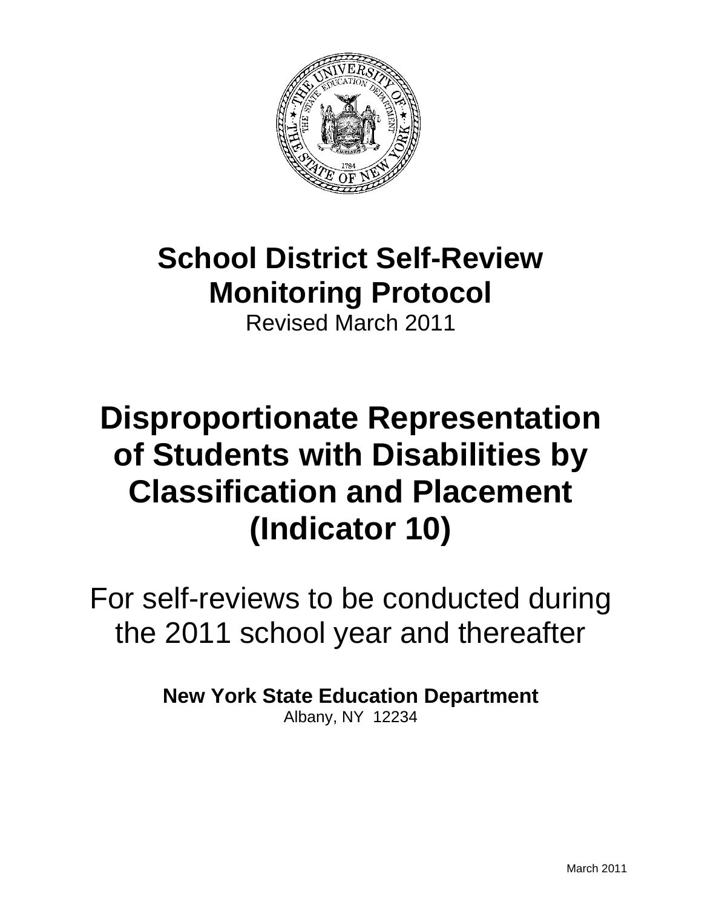# School District Self-Review Monitoring Protocol

Revised March 2011

# Disproportionate Representation of Students with Disabilities by Classification and Placement (Indicator 10)

For self-reviews to be conducted during the 2011 school year and thereafter

**New York State Education Department**

Albany, NY 12234

March 2011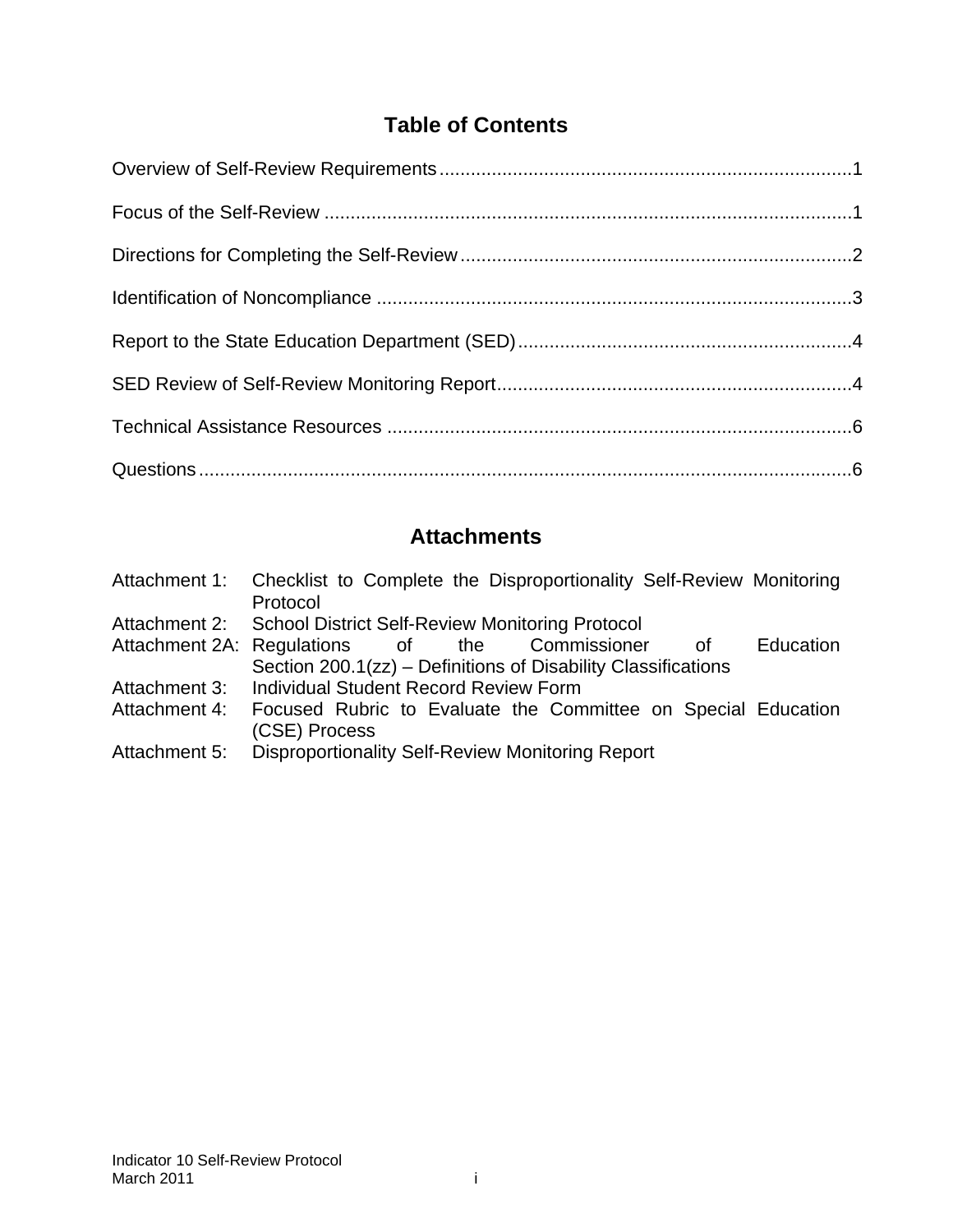# Table of Contents

Overview of Self-Review Requirements ............................................................................. 1

Focus of the Self-Review .................................................................................................. 1

Directions for Completing the Self-Review ........................................................................ 2

Identification of Noncompliance ........................................................................................ 3

Report to the State Education Department (SED) ............................................................. 4

SED Review of Self-Review Monitoring Report .................................................................. 4

Technical Assistance Resources ...................................................................................... 6

Questions .......................................................................................................................... 6

# Attachments

| | |
|---|---|
| Attachment 1: | Checklist to Complete the Disproportionality Self-Review Monitoring Protocol |
| Attachment 2: | School District Self-Review Monitoring Protocol |
| Attachment 2A: | Regulations of the Commissioner of Education Section 200.1(zz) – Definitions of Disability Classifications |
| Attachment 3: | Individual Student Record Review Form |
| Attachment 4: | Focused Rubric to Evaluate the Committee on Special Education (CSE) Process |
| Attachment 5: | Disproportionality Self-Review Monitoring Report |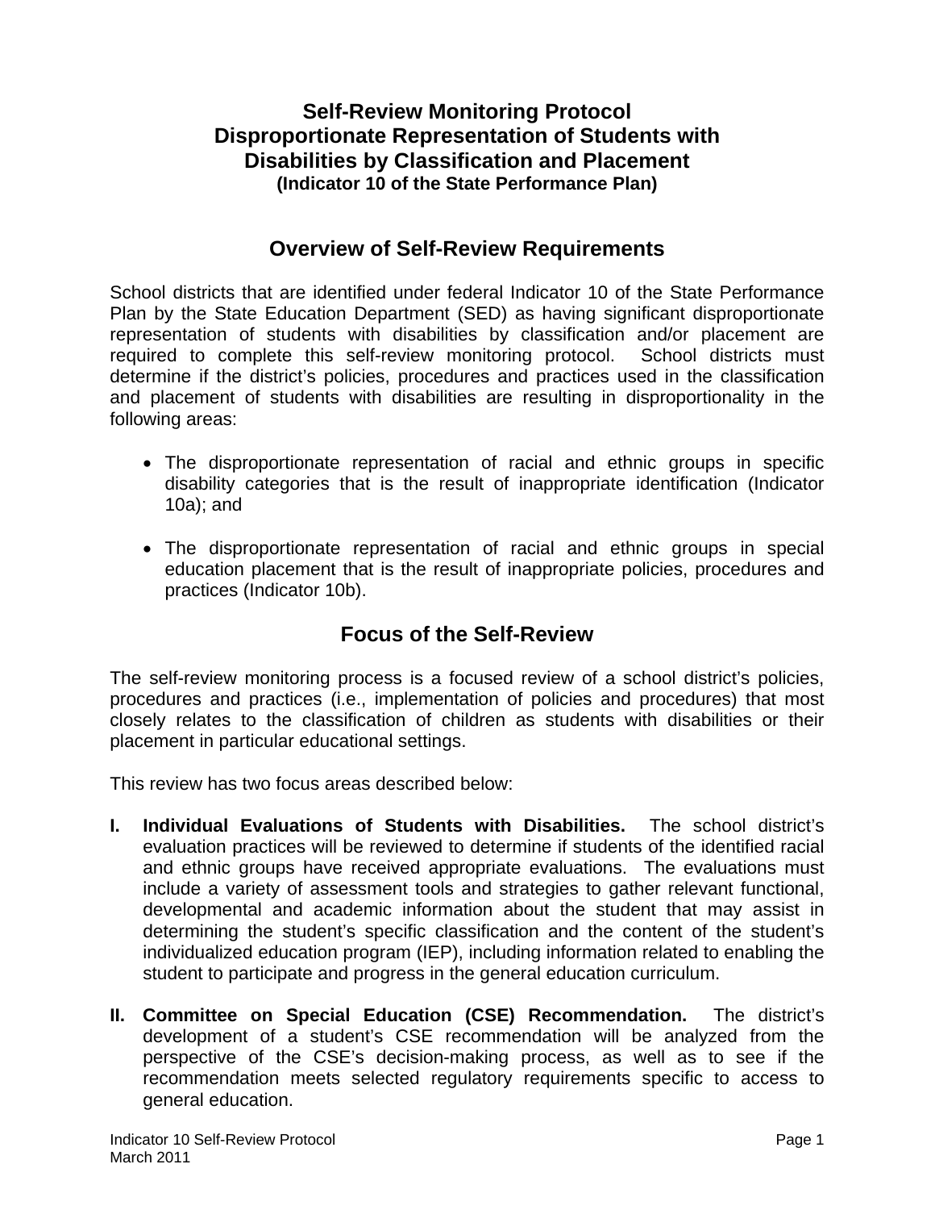# Self-Review Monitoring Protocol
# Disproportionate Representation of Students with Disabilities by Classification and Placement
**(Indicator 10 of the State Performance Plan)**

## Overview of Self-Review Requirements

School districts that are identified under federal Indicator 10 of the State Performance Plan by the State Education Department (SED) as having significant disproportionate representation of students with disabilities by classification and/or placement are required to complete this self-review monitoring protocol. School districts must determine if the district's policies, procedures and practices used in the classification and placement of students with disabilities are resulting in disproportionality in the following areas:

- The disproportionate representation of racial and ethnic groups in specific disability categories that is the result of inappropriate identification (Indicator 10a); and

- The disproportionate representation of racial and ethnic groups in special education placement that is the result of inappropriate policies, procedures and practices (Indicator 10b).

## Focus of the Self-Review

The self-review monitoring process is a focused review of a school district's policies, procedures and practices (i.e., implementation of policies and procedures) that most closely relates to the classification of children as students with disabilities or their placement in particular educational settings.

This review has two focus areas described below:

**I. Individual Evaluations of Students with Disabilities.** The school district's evaluation practices will be reviewed to determine if students of the identified racial and ethnic groups have received appropriate evaluations. The evaluations must include a variety of assessment tools and strategies to gather relevant functional, developmental and academic information about the student that may assist in determining the student's specific classification and the content of the student's individualized education program (IEP), including information related to enabling the student to participate and progress in the general education curriculum.

**II. Committee on Special Education (CSE) Recommendation.** The district's development of a student's CSE recommendation will be analyzed from the perspective of the CSE's decision-making process, as well as to see if the recommendation meets selected regulatory requirements specific to access to general education.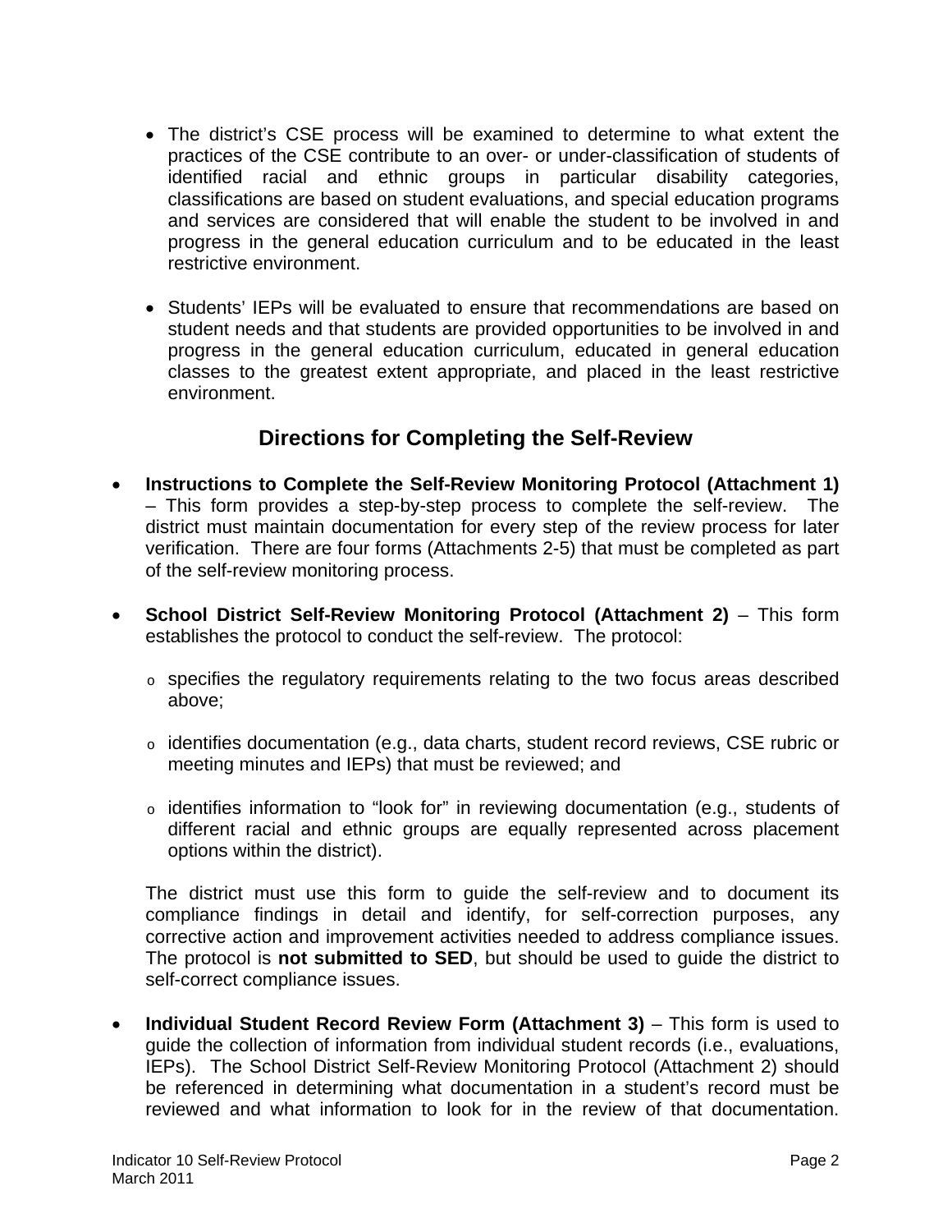- The district's CSE process will be examined to determine to what extent the practices of the CSE contribute to an over- or under-classification of students of identified racial and ethnic groups in particular disability categories, classifications are based on student evaluations, and special education programs and services are considered that will enable the student to be involved in and progress in the general education curriculum and to be educated in the least restrictive environment.

- Students' IEPs will be evaluated to ensure that recommendations are based on student needs and that students are provided opportunities to be involved in and progress in the general education curriculum, educated in general education classes to the greatest extent appropriate, and placed in the least restrictive environment.

## Directions for Completing the Self-Review

- **Instructions to Complete the Self-Review Monitoring Protocol (Attachment 1)** – This form provides a step-by-step process to complete the self-review. The district must maintain documentation for every step of the review process for later verification. There are four forms (Attachments 2-5) that must be completed as part of the self-review monitoring process.

- **School District Self-Review Monitoring Protocol (Attachment 2)** – This form establishes the protocol to conduct the self-review. The protocol:

  - specifies the regulatory requirements relating to the two focus areas described above;

  - identifies documentation (e.g., data charts, student record reviews, CSE rubric or meeting minutes and IEPs) that must be reviewed; and

  - identifies information to "look for" in reviewing documentation (e.g., students of different racial and ethnic groups are equally represented across placement options within the district).

  The district must use this form to guide the self-review and to document its compliance findings in detail and identify, for self-correction purposes, any corrective action and improvement activities needed to address compliance issues. The protocol is **not submitted to SED**, but should be used to guide the district to self-correct compliance issues.

- **Individual Student Record Review Form (Attachment 3)** – This form is used to guide the collection of information from individual student records (i.e., evaluations, IEPs). The School District Self-Review Monitoring Protocol (Attachment 2) should be referenced in determining what documentation in a student's record must be reviewed and what information to look for in the review of that documentation.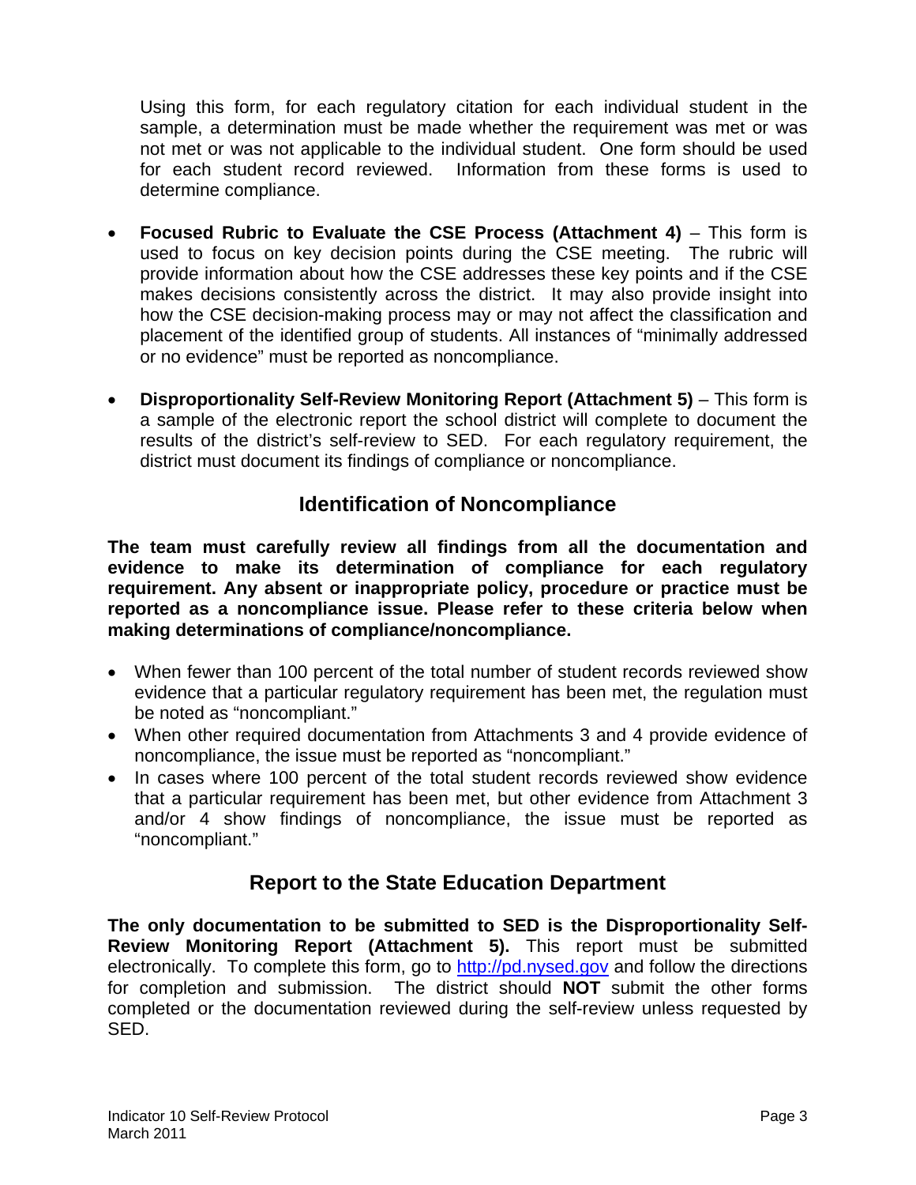Using this form, for each regulatory citation for each individual student in the sample, a determination must be made whether the requirement was met or was not met or was not applicable to the individual student. One form should be used for each student record reviewed. Information from these forms is used to determine compliance.

- **Focused Rubric to Evaluate the CSE Process (Attachment 4)** – This form is used to focus on key decision points during the CSE meeting. The rubric will provide information about how the CSE addresses these key points and if the CSE makes decisions consistently across the district. It may also provide insight into how the CSE decision-making process may or may not affect the classification and placement of the identified group of students. All instances of "minimally addressed or no evidence" must be reported as noncompliance.
- **Disproportionality Self-Review Monitoring Report (Attachment 5)** – This form is a sample of the electronic report the school district will complete to document the results of the district's self-review to SED. For each regulatory requirement, the district must document its findings of compliance or noncompliance.

## Identification of Noncompliance

**The team must carefully review all findings from all the documentation and evidence to make its determination of compliance for each regulatory requirement. Any absent or inappropriate policy, procedure or practice must be reported as a noncompliance issue. Please refer to these criteria below when making determinations of compliance/noncompliance.**

- When fewer than 100 percent of the total number of student records reviewed show evidence that a particular regulatory requirement has been met, the regulation must be noted as "noncompliant."
- When other required documentation from Attachments 3 and 4 provide evidence of noncompliance, the issue must be reported as "noncompliant."
- In cases where 100 percent of the total student records reviewed show evidence that a particular requirement has been met, but other evidence from Attachment 3 and/or 4 show findings of noncompliance, the issue must be reported as "noncompliant."

## Report to the State Education Department

**The only documentation to be submitted to SED is the Disproportionality Self-Review Monitoring Report (Attachment 5).** This report must be submitted electronically. To complete this form, go to http://pd.nysed.gov and follow the directions for completion and submission. The district should **NOT** submit the other forms completed or the documentation reviewed during the self-review unless requested by SED.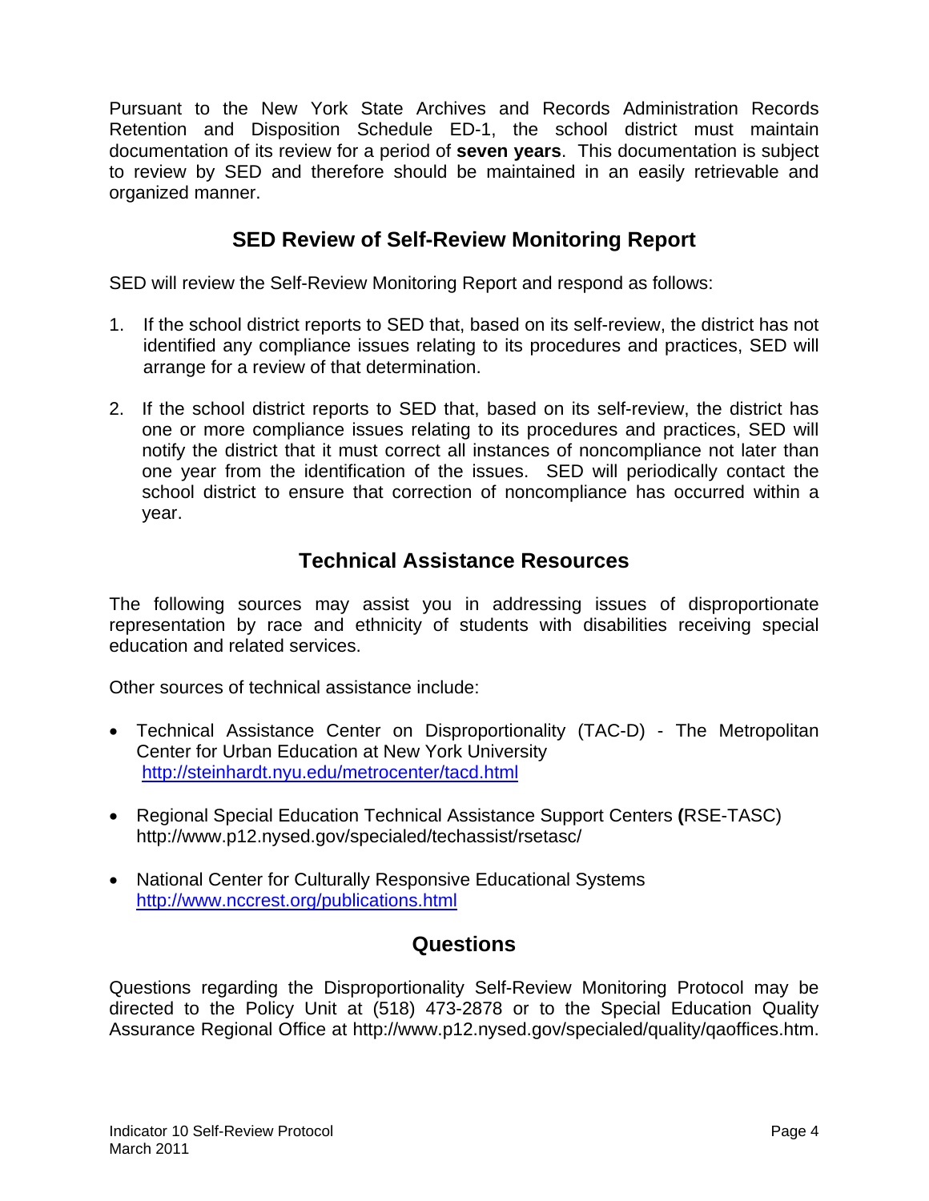Pursuant to the New York State Archives and Records Administration Records Retention and Disposition Schedule ED-1, the school district must maintain documentation of its review for a period of **seven years**. This documentation is subject to review by SED and therefore should be maintained in an easily retrievable and organized manner.

## SED Review of Self-Review Monitoring Report

SED will review the Self-Review Monitoring Report and respond as follows:

1. If the school district reports to SED that, based on its self-review, the district has not identified any compliance issues relating to its procedures and practices, SED will arrange for a review of that determination.

2. If the school district reports to SED that, based on its self-review, the district has one or more compliance issues relating to its procedures and practices, SED will notify the district that it must correct all instances of noncompliance not later than one year from the identification of the issues. SED will periodically contact the school district to ensure that correction of noncompliance has occurred within a year.

## Technical Assistance Resources

The following sources may assist you in addressing issues of disproportionate representation by race and ethnicity of students with disabilities receiving special education and related services.

Other sources of technical assistance include:

- Technical Assistance Center on Disproportionality (TAC-D) - The Metropolitan Center for Urban Education at New York University
  http://steinhardt.nyu.edu/metrocenter/tacd.html

- Regional Special Education Technical Assistance Support Centers **(**RSE-TASC)
  http://www.p12.nysed.gov/specialed/techassist/rsetasc/

- National Center for Culturally Responsive Educational Systems
  http://www.nccrest.org/publications.html

## Questions

Questions regarding the Disproportionality Self-Review Monitoring Protocol may be directed to the Policy Unit at (518) 473-2878 or to the Special Education Quality Assurance Regional Office at http://www.p12.nysed.gov/specialed/quality/qaoffices.htm.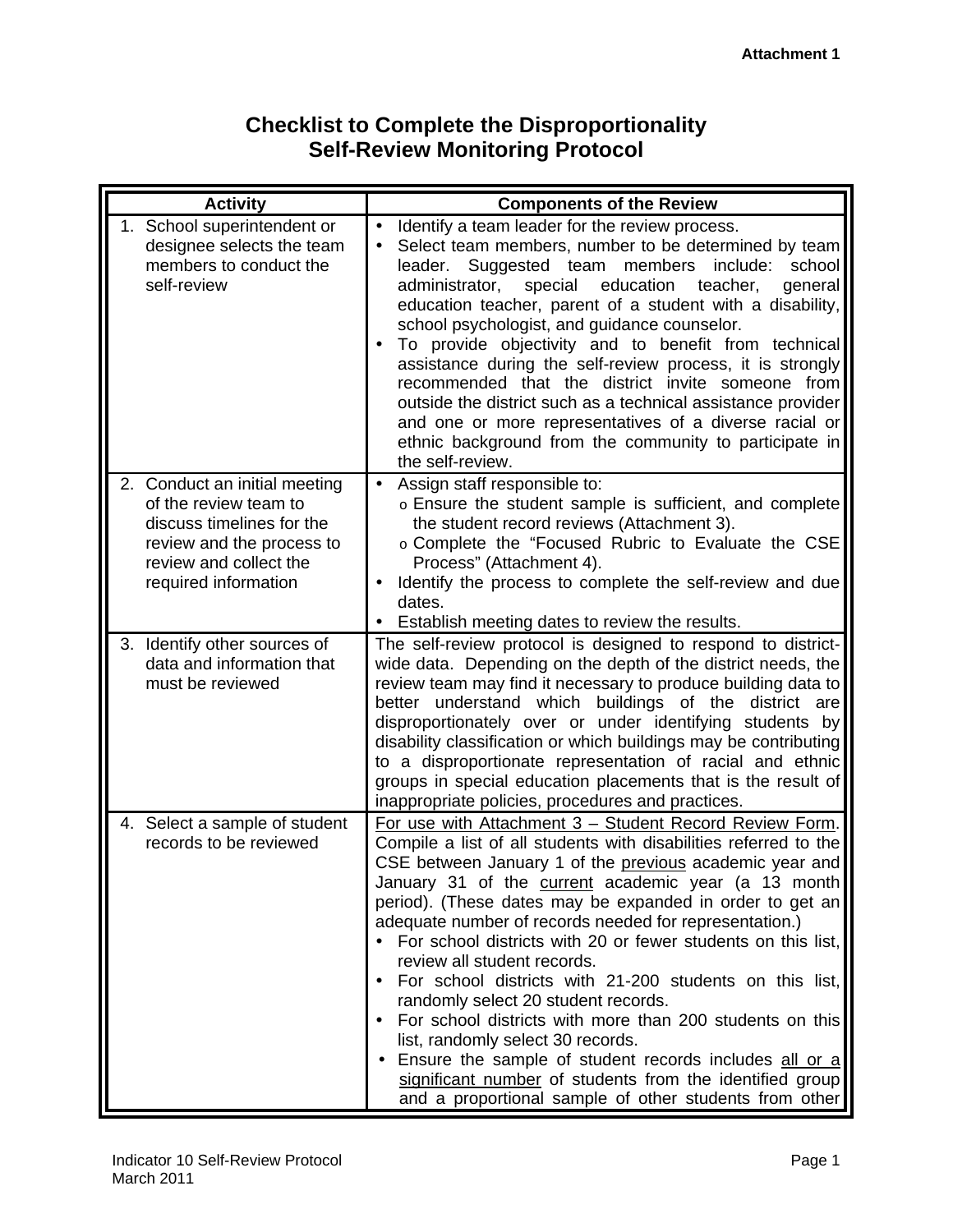Attachment 1

# Checklist to Complete the Disproportionality Self-Review Monitoring Protocol

| Activity | Components of the Review |
|---|---|
| 1. School superintendent or designee selects the team members to conduct the self-review | • Identify a team leader for the review process.<br>• Select team members, number to be determined by team leader. Suggested team members include: school administrator, special education teacher, general education teacher, parent of a student with a disability, school psychologist, and guidance counselor.<br>• To provide objectivity and to benefit from technical assistance during the self-review process, it is strongly recommended that the district invite someone from outside the district such as a technical assistance provider and one or more representatives of a diverse racial or ethnic background from the community to participate in the self-review. |
| 2. Conduct an initial meeting of the review team to discuss timelines for the review and the process to review and collect the required information | • Assign staff responsible to:<br>o Ensure the student sample is sufficient, and complete the student record reviews (Attachment 3).<br>o Complete the "Focused Rubric to Evaluate the CSE Process" (Attachment 4).<br>• Identify the process to complete the self-review and due dates.<br>• Establish meeting dates to review the results. |
| 3. Identify other sources of data and information that must be reviewed | The self-review protocol is designed to respond to district-wide data. Depending on the depth of the district needs, the review team may find it necessary to produce building data to better understand which buildings of the district are disproportionately over or under identifying students by disability classification or which buildings may be contributing to a disproportionate representation of racial and ethnic groups in special education placements that is the result of inappropriate policies, procedures and practices. |
| 4. Select a sample of student records to be reviewed | <u>For use with Attachment 3 – Student Record Review Form</u>. Compile a list of all students with disabilities referred to the CSE between January 1 of the <u>previous</u> academic year and January 31 of the <u>current</u> academic year (a 13 month period). (These dates may be expanded in order to get an adequate number of records needed for representation.)<br>• For school districts with 20 or fewer students on this list, review all student records.<br>• For school districts with 21-200 students on this list, randomly select 20 student records.<br>• For school districts with more than 200 students on this list, randomly select 30 records.<br>• Ensure the sample of student records includes <u>all or a significant number</u> of students from the identified group and a proportional sample of other students from other |

Indicator 10 Self-Review Protocol
March 2011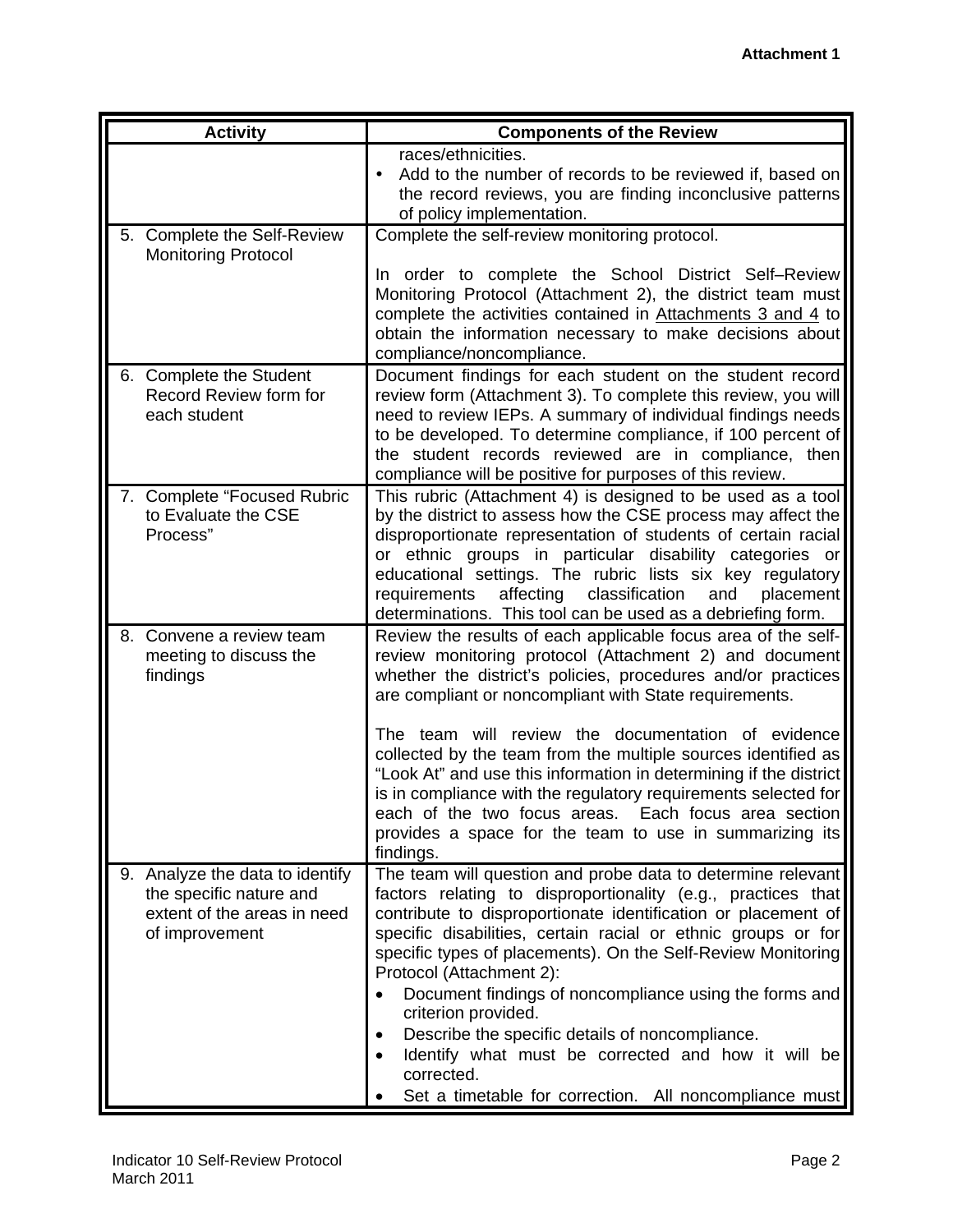**Attachment 1**

| Activity | Components of the Review |
|---|---|
| | races/ethnicities.<br>• Add to the number of records to be reviewed if, based on the record reviews, you are finding inconclusive patterns of policy implementation. |
| 5. Complete the Self-Review Monitoring Protocol | Complete the self-review monitoring protocol.<br><br>In order to complete the School District Self–Review Monitoring Protocol (Attachment 2), the district team must complete the activities contained in Attachments 3 and 4 to obtain the information necessary to make decisions about compliance/noncompliance. |
| 6. Complete the Student Record Review form for each student | Document findings for each student on the student record review form (Attachment 3). To complete this review, you will need to review IEPs. A summary of individual findings needs to be developed. To determine compliance, if 100 percent of the student records reviewed are in compliance, then compliance will be positive for purposes of this review. |
| 7. Complete "Focused Rubric to Evaluate the CSE Process" | This rubric (Attachment 4) is designed to be used as a tool by the district to assess how the CSE process may affect the disproportionate representation of students of certain racial or ethnic groups in particular disability categories or educational settings. The rubric lists six key regulatory requirements affecting classification and placement determinations. This tool can be used as a debriefing form. |
| 8. Convene a review team meeting to discuss the findings | Review the results of each applicable focus area of the self-review monitoring protocol (Attachment 2) and document whether the district's policies, procedures and/or practices are compliant or noncompliant with State requirements.<br><br>The team will review the documentation of evidence collected by the team from the multiple sources identified as "Look At" and use this information in determining if the district is in compliance with the regulatory requirements selected for each of the two focus areas. Each focus area section provides a space for the team to use in summarizing its findings. |
| 9. Analyze the data to identify the specific nature and extent of the areas in need of improvement | The team will question and probe data to determine relevant factors relating to disproportionality (e.g., practices that contribute to disproportionate identification or placement of specific disabilities, certain racial or ethnic groups or for specific types of placements). On the Self-Review Monitoring Protocol (Attachment 2):<br>• Document findings of noncompliance using the forms and criterion provided.<br>• Describe the specific details of noncompliance.<br>• Identify what must be corrected and how it will be corrected.<br>• Set a timetable for correction. All noncompliance must |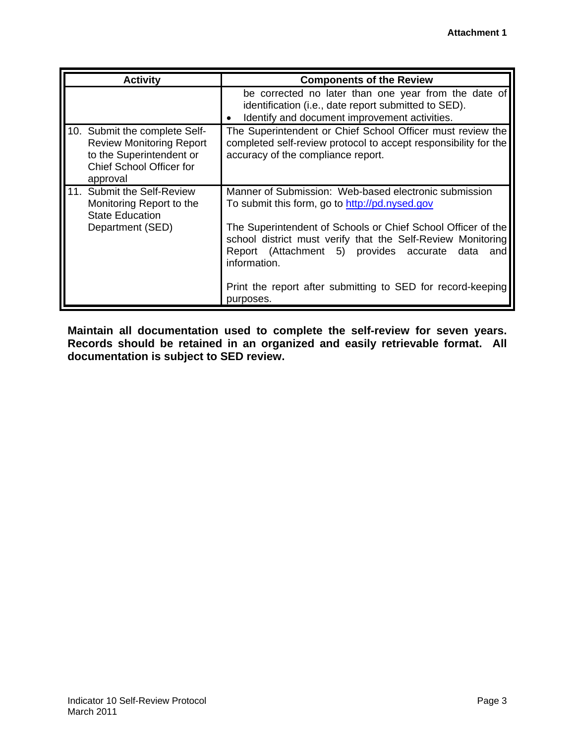| Activity | Components of the Review |
|---|---|
| | be corrected no later than one year from the date of identification (i.e., date report submitted to SED).<br>• Identify and document improvement activities. |
| 10. Submit the complete Self-Review Monitoring Report to the Superintendent or Chief School Officer for approval | The Superintendent or Chief School Officer must review the completed self-review protocol to accept responsibility for the accuracy of the compliance report. |
| 11. Submit the Self-Review Monitoring Report to the State Education Department (SED) | Manner of Submission: Web-based electronic submission<br>To submit this form, go to [http://pd.nysed.gov](http://pd.nysed.gov)<br><br>The Superintendent of Schools or Chief School Officer of the school district must verify that the Self-Review Monitoring Report (Attachment 5) provides accurate data and information.<br><br>Print the report after submitting to SED for record-keeping purposes. |

**Maintain all documentation used to complete the self-review for seven years. Records should be retained in an organized and easily retrievable format. All documentation is subject to SED review.**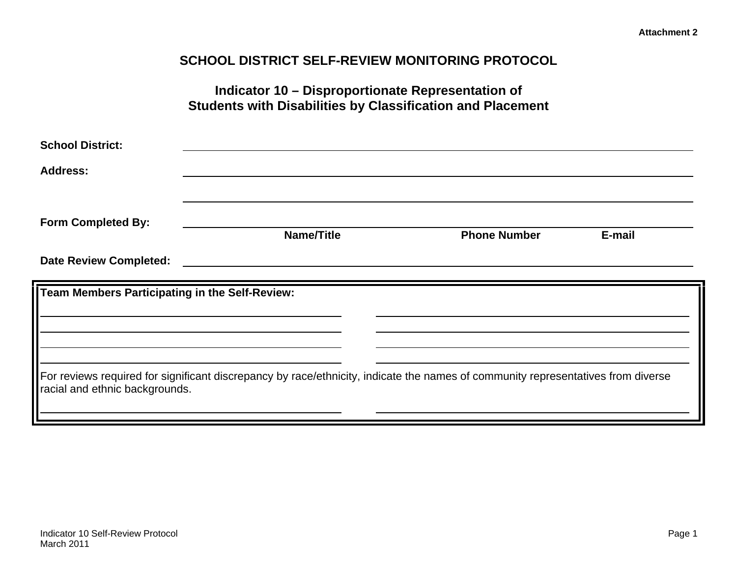**Attachment 2**

# SCHOOL DISTRICT SELF-REVIEW MONITORING PROTOCOL

## Indicator 10 – Disproportionate Representation of Students with Disabilities by Classification and Placement

**School District:** \_\_\_\_\_\_\_\_\_\_\_\_\_\_\_\_\_\_\_\_\_\_\_\_\_\_\_\_\_\_\_\_\_\_\_\_\_\_\_\_\_\_\_\_\_\_\_\_\_\_\_\_\_\_\_\_

**Address:** \_\_\_\_\_\_\_\_\_\_\_\_\_\_\_\_\_\_\_\_\_\_\_\_\_\_\_\_\_\_\_\_\_\_\_\_\_\_\_\_\_\_\_\_\_\_\_\_\_\_\_\_\_\_\_\_

\_\_\_\_\_\_\_\_\_\_\_\_\_\_\_\_\_\_\_\_\_\_\_\_\_\_\_\_\_\_\_\_\_\_\_\_\_\_\_\_\_\_\_\_\_\_\_\_\_\_\_\_\_\_\_\_

**Form Completed By:** \_\_\_\_\_\_\_\_\_\_\_\_\_\_\_\_\_\_\_\_\_\_\_\_\_\_\_\_\_\_\_\_\_\_\_\_\_\_\_\_\_\_\_\_\_\_\_\_\_\_\_\_\_\_\_\_

**Name/Title** **Phone Number** **E-mail**

**Date Review Completed:** \_\_\_\_\_\_\_\_\_\_\_\_\_\_\_\_\_\_\_\_\_\_\_\_\_\_\_\_\_\_\_\_\_\_\_\_\_\_\_\_\_\_\_\_\_\_\_\_\_\_\_\_\_\_\_\_

**Team Members Participating in the Self-Review:**

| | |
|---|---|
| \_\_\_\_\_\_\_\_\_\_\_\_\_\_\_\_\_\_\_\_\_\_\_\_\_\_\_\_ | \_\_\_\_\_\_\_\_\_\_\_\_\_\_\_\_\_\_\_\_\_\_\_\_\_\_\_\_ |
| \_\_\_\_\_\_\_\_\_\_\_\_\_\_\_\_\_\_\_\_\_\_\_\_\_\_\_\_ | \_\_\_\_\_\_\_\_\_\_\_\_\_\_\_\_\_\_\_\_\_\_\_\_\_\_\_\_ |
| \_\_\_\_\_\_\_\_\_\_\_\_\_\_\_\_\_\_\_\_\_\_\_\_\_\_\_\_ | \_\_\_\_\_\_\_\_\_\_\_\_\_\_\_\_\_\_\_\_\_\_\_\_\_\_\_\_ |
| \_\_\_\_\_\_\_\_\_\_\_\_\_\_\_\_\_\_\_\_\_\_\_\_\_\_\_\_ | \_\_\_\_\_\_\_\_\_\_\_\_\_\_\_\_\_\_\_\_\_\_\_\_\_\_\_\_ |

For reviews required for significant discrepancy by race/ethnicity, indicate the names of community representatives from diverse racial and ethnic backgrounds.

| | |
|---|---|
| \_\_\_\_\_\_\_\_\_\_\_\_\_\_\_\_\_\_\_\_\_\_\_\_\_\_\_\_ | \_\_\_\_\_\_\_\_\_\_\_\_\_\_\_\_\_\_\_\_\_\_\_\_\_\_\_\_ |

Indicator 10 Self-Review Protocol
March 2011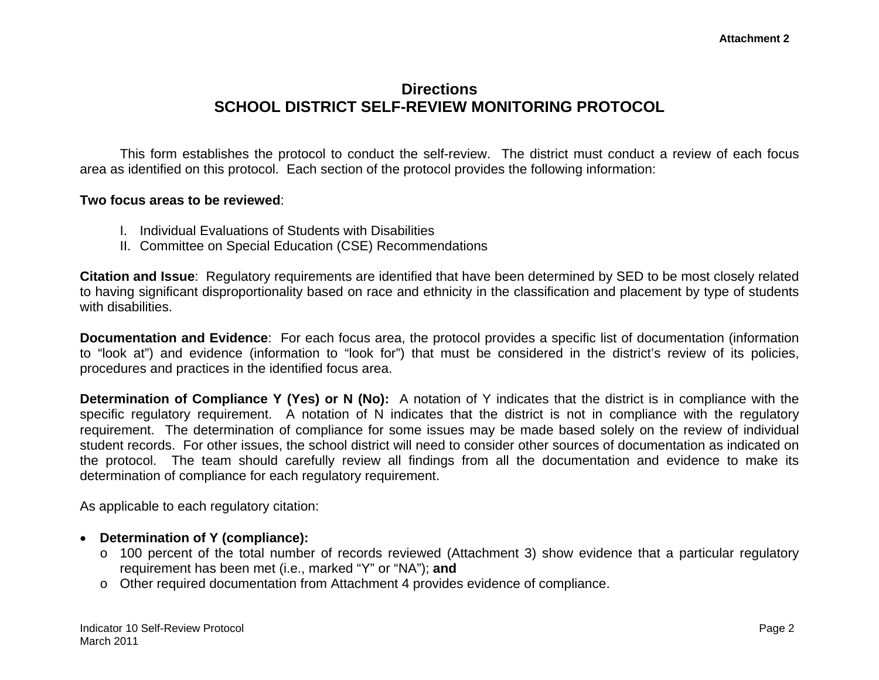Attachment 2

# Directions
# SCHOOL DISTRICT SELF-REVIEW MONITORING PROTOCOL

This form establishes the protocol to conduct the self-review. The district must conduct a review of each focus area as identified on this protocol. Each section of the protocol provides the following information:

**Two focus areas to be reviewed**:

I. Individual Evaluations of Students with Disabilities
II. Committee on Special Education (CSE) Recommendations

**Citation and Issue**: Regulatory requirements are identified that have been determined by SED to be most closely related to having significant disproportionality based on race and ethnicity in the classification and placement by type of students with disabilities.

**Documentation and Evidence**: For each focus area, the protocol provides a specific list of documentation (information to "look at") and evidence (information to "look for") that must be considered in the district's review of its policies, procedures and practices in the identified focus area.

**Determination of Compliance Y (Yes) or N (No):** A notation of Y indicates that the district is in compliance with the specific regulatory requirement. A notation of N indicates that the district is not in compliance with the regulatory requirement. The determination of compliance for some issues may be made based solely on the review of individual student records. For other issues, the school district will need to consider other sources of documentation as indicated on the protocol. The team should carefully review all findings from all the documentation and evidence to make its determination of compliance for each regulatory requirement.

As applicable to each regulatory citation:

- **Determination of Y (compliance):**
  - 100 percent of the total number of records reviewed (Attachment 3) show evidence that a particular regulatory requirement has been met (i.e., marked "Y" or "NA"); **and**
  - Other required documentation from Attachment 4 provides evidence of compliance.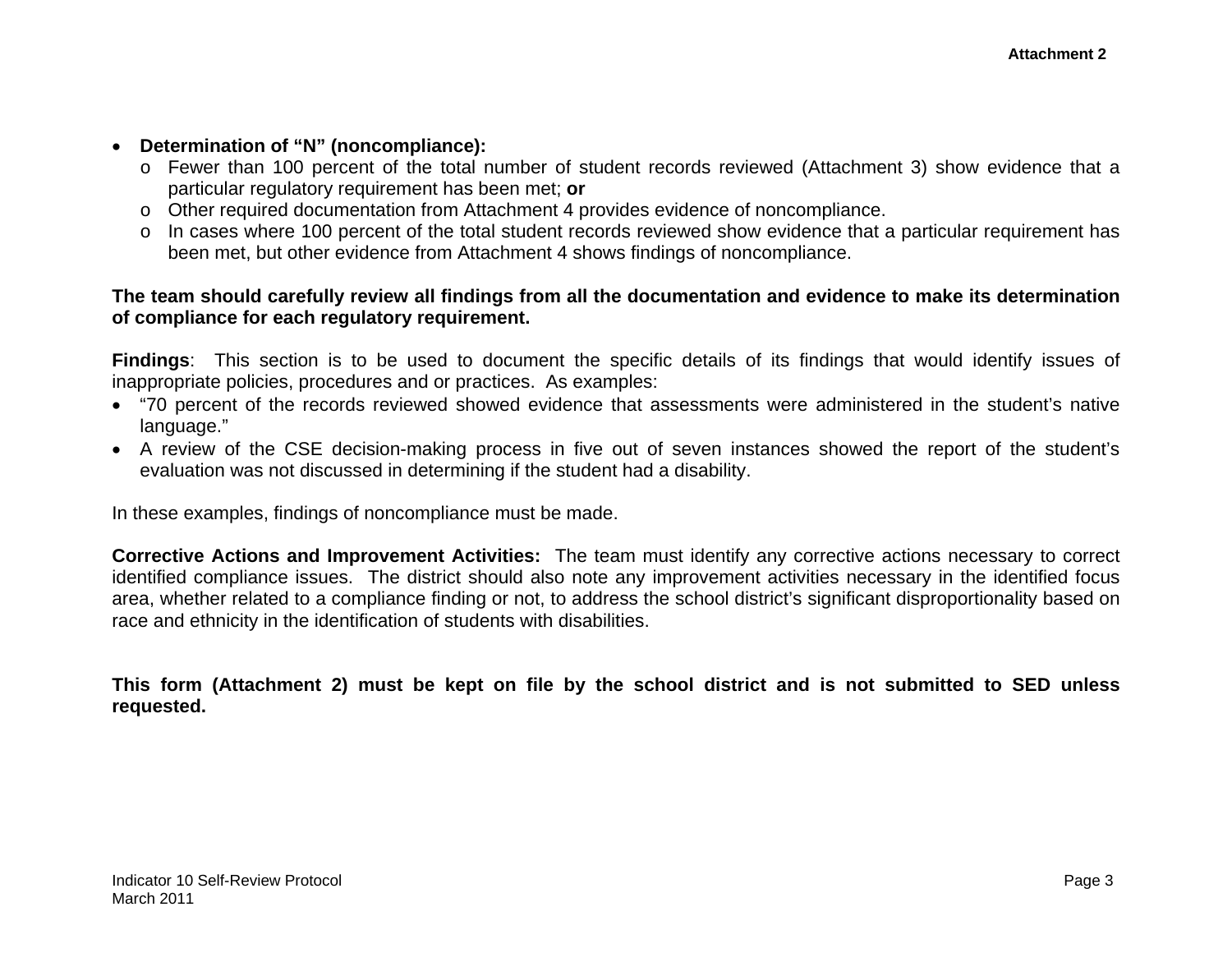- **Determination of "N" (noncompliance):**
  - Fewer than 100 percent of the total number of student records reviewed (Attachment 3) show evidence that a particular regulatory requirement has been met; **or**
  - Other required documentation from Attachment 4 provides evidence of noncompliance.
  - In cases where 100 percent of the total student records reviewed show evidence that a particular requirement has been met, but other evidence from Attachment 4 shows findings of noncompliance.

**The team should carefully review all findings from all the documentation and evidence to make its determination of compliance for each regulatory requirement.**

**Findings**: This section is to be used to document the specific details of its findings that would identify issues of inappropriate policies, procedures and or practices. As examples:

- "70 percent of the records reviewed showed evidence that assessments were administered in the student's native language."
- A review of the CSE decision-making process in five out of seven instances showed the report of the student's evaluation was not discussed in determining if the student had a disability.

In these examples, findings of noncompliance must be made.

**Corrective Actions and Improvement Activities:** The team must identify any corrective actions necessary to correct identified compliance issues. The district should also note any improvement activities necessary in the identified focus area, whether related to a compliance finding or not, to address the school district's significant disproportionality based on race and ethnicity in the identification of students with disabilities.

**This form (Attachment 2) must be kept on file by the school district and is not submitted to SED unless requested.**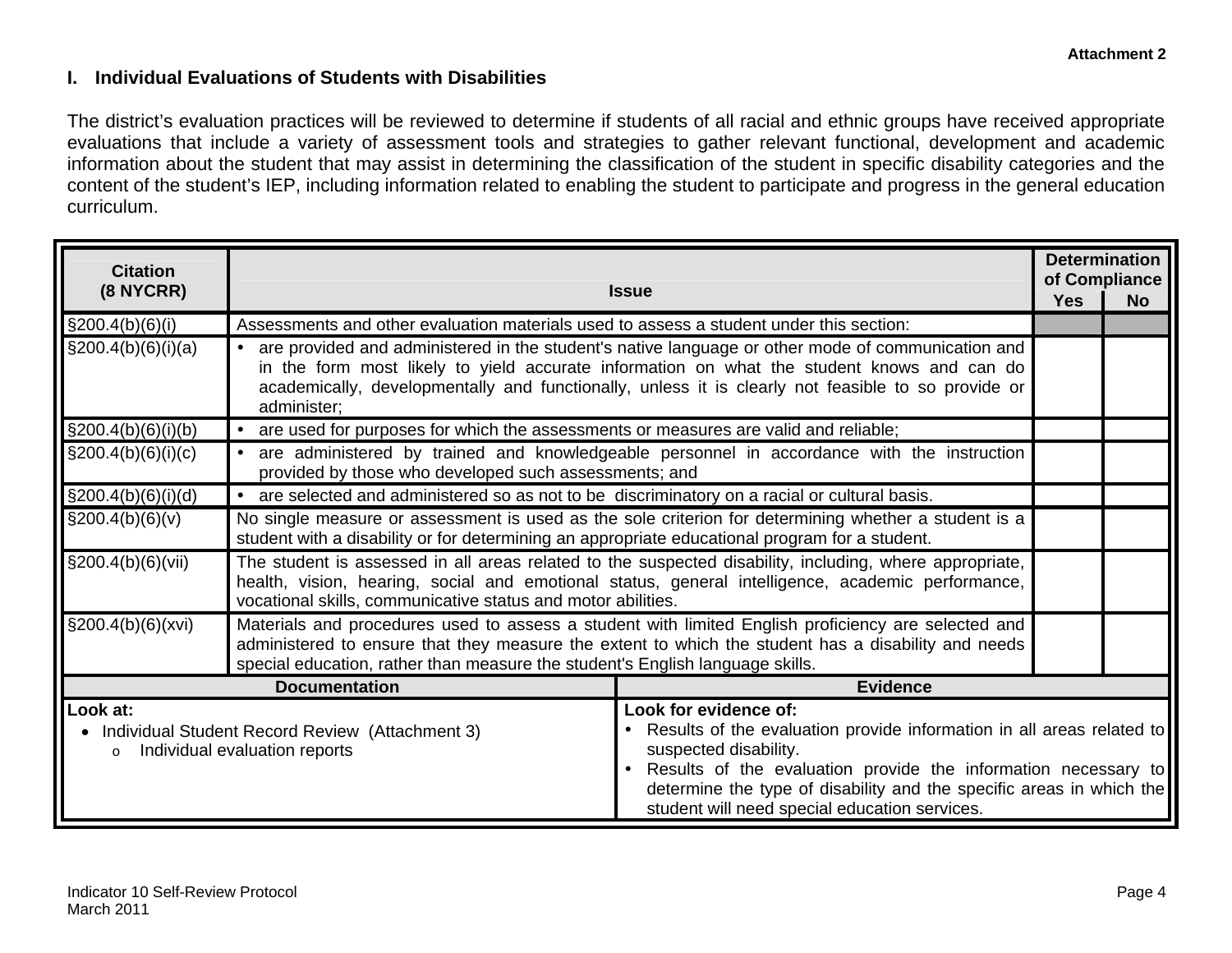Attachment 2

## I. Individual Evaluations of Students with Disabilities

The district's evaluation practices will be reviewed to determine if students of all racial and ethnic groups have received appropriate evaluations that include a variety of assessment tools and strategies to gather relevant functional, development and academic information about the student that may assist in determining the classification of the student in specific disability categories and the content of the student's IEP, including information related to enabling the student to participate and progress in the general education curriculum.

| Citation (8 NYCRR) | Issue | Determination of Compliance | |
|---|---|---|---|
| | | Yes | No |
| §200.4(b)(6)(i) | Assessments and other evaluation materials used to assess a student under this section: | | |
| §200.4(b)(6)(i)(a) | • are provided and administered in the student's native language or other mode of communication and in the form most likely to yield accurate information on what the student knows and can do academically, developmentally and functionally, unless it is clearly not feasible to so provide or administer; | | |
| §200.4(b)(6)(i)(b) | • are used for purposes for which the assessments or measures are valid and reliable; | | |
| §200.4(b)(6)(i)(c) | • are administered by trained and knowledgeable personnel in accordance with the instruction provided by those who developed such assessments; and | | |
| §200.4(b)(6)(i)(d) | • are selected and administered so as not to be discriminatory on a racial or cultural basis. | | |
| §200.4(b)(6)(v) | No single measure or assessment is used as the sole criterion for determining whether a student is a student with a disability or for determining an appropriate educational program for a student. | | |
| §200.4(b)(6)(vii) | The student is assessed in all areas related to the suspected disability, including, where appropriate, health, vision, hearing, social and emotional status, general intelligence, academic performance, vocational skills, communicative status and motor abilities. | | |
| §200.4(b)(6)(xvi) | Materials and procedures used to assess a student with limited English proficiency are selected and administered to ensure that they measure the extent to which the student has a disability and needs special education, rather than measure the student's English language skills. | | |

| Documentation | Evidence |
|---|---|
| **Look at:**<br>• Individual Student Record Review (Attachment 3)<br>&nbsp;&nbsp;&nbsp;o Individual evaluation reports | **Look for evidence of:**<br>• Results of the evaluation provide information in all areas related to suspected disability.<br>• Results of the evaluation provide the information necessary to determine the type of disability and the specific areas in which the student will need special education services. |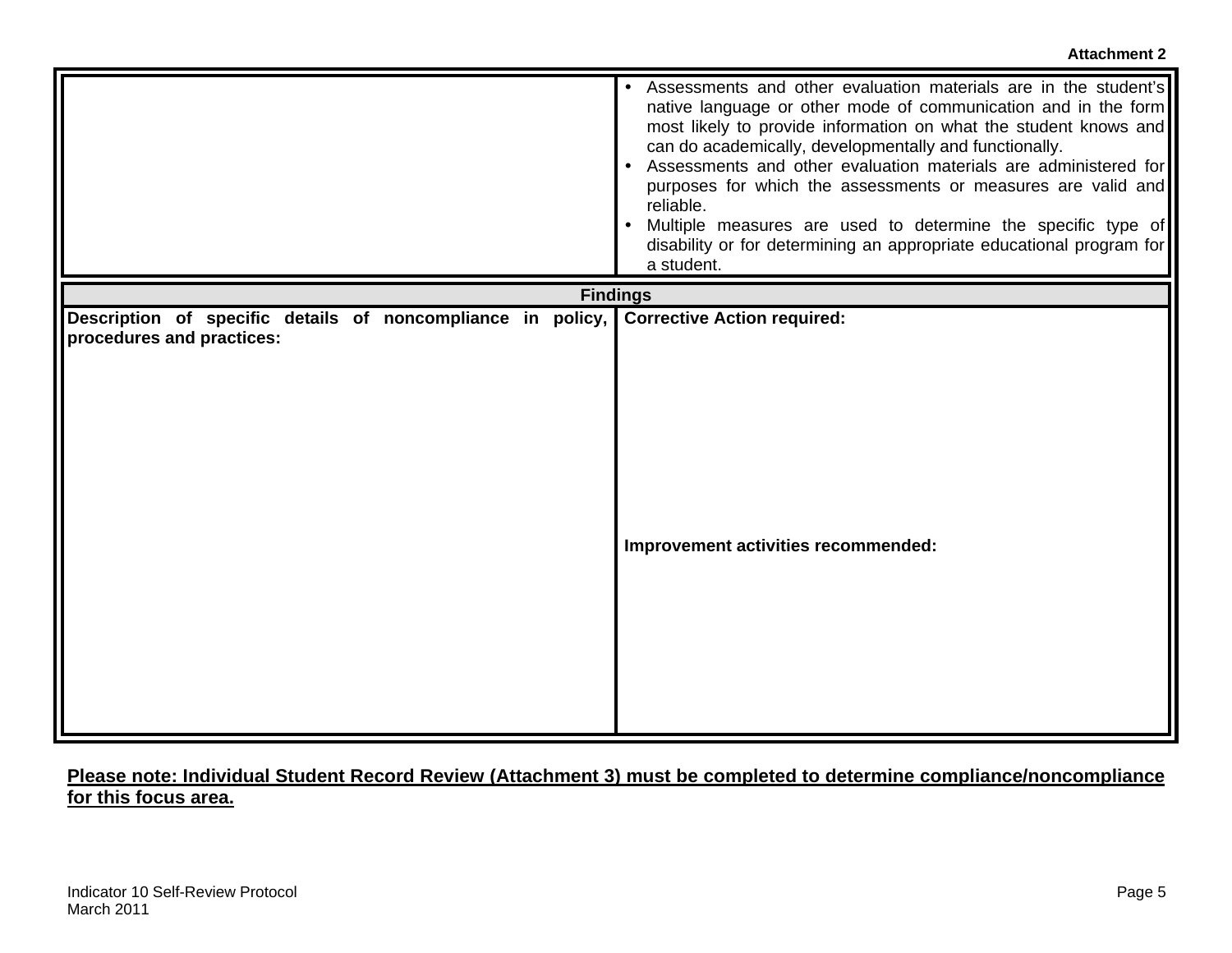**Attachment 2**

| | |
|---|---|
| | • Assessments and other evaluation materials are in the student's native language or other mode of communication and in the form most likely to provide information on what the student knows and can do academically, developmentally and functionally.<br>• Assessments and other evaluation materials are administered for purposes for which the assessments or measures are valid and reliable.<br>• Multiple measures are used to determine the specific type of disability or for determining an appropriate educational program for a student. |

| **Findings** | |
|---|---|
| **Description of specific details of noncompliance in policy, procedures and practices:** | **Corrective Action required:**<br><br><br><br>**Improvement activities recommended:** |

**Please note: Individual Student Record Review (Attachment 3) must be completed to determine compliance/noncompliance for this focus area.**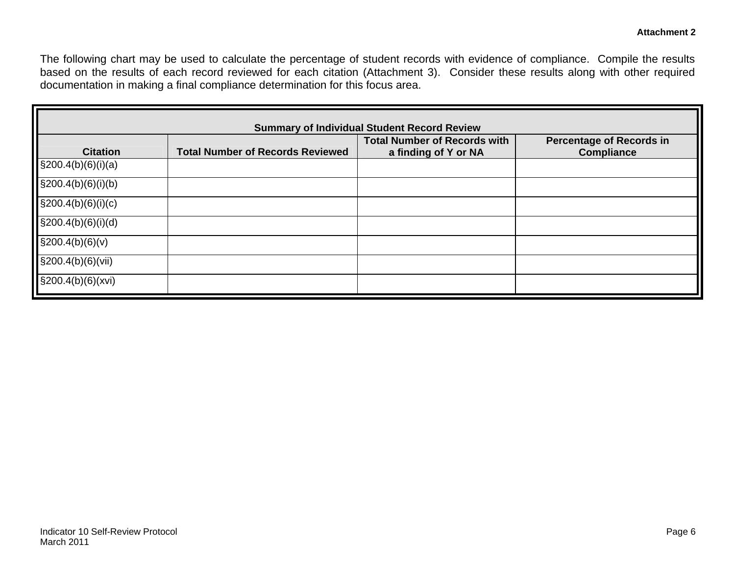**Attachment 2**

The following chart may be used to calculate the percentage of student records with evidence of compliance. Compile the results based on the results of each record reviewed for each citation (Attachment 3). Consider these results along with other required documentation in making a final compliance determination for this focus area.

| Summary of Individual Student Record Review | | | |
|---|---|---|---|
| **Citation** | **Total Number of Records Reviewed** | **Total Number of Records with a finding of Y or NA** | **Percentage of Records in Compliance** |
| §200.4(b)(6)(i)(a) | | | |
| §200.4(b)(6)(i)(b) | | | |
| §200.4(b)(6)(i)(c) | | | |
| §200.4(b)(6)(i)(d) | | | |
| §200.4(b)(6)(v) | | | |
| §200.4(b)(6)(vii) | | | |
| §200.4(b)(6)(xvi) | | | |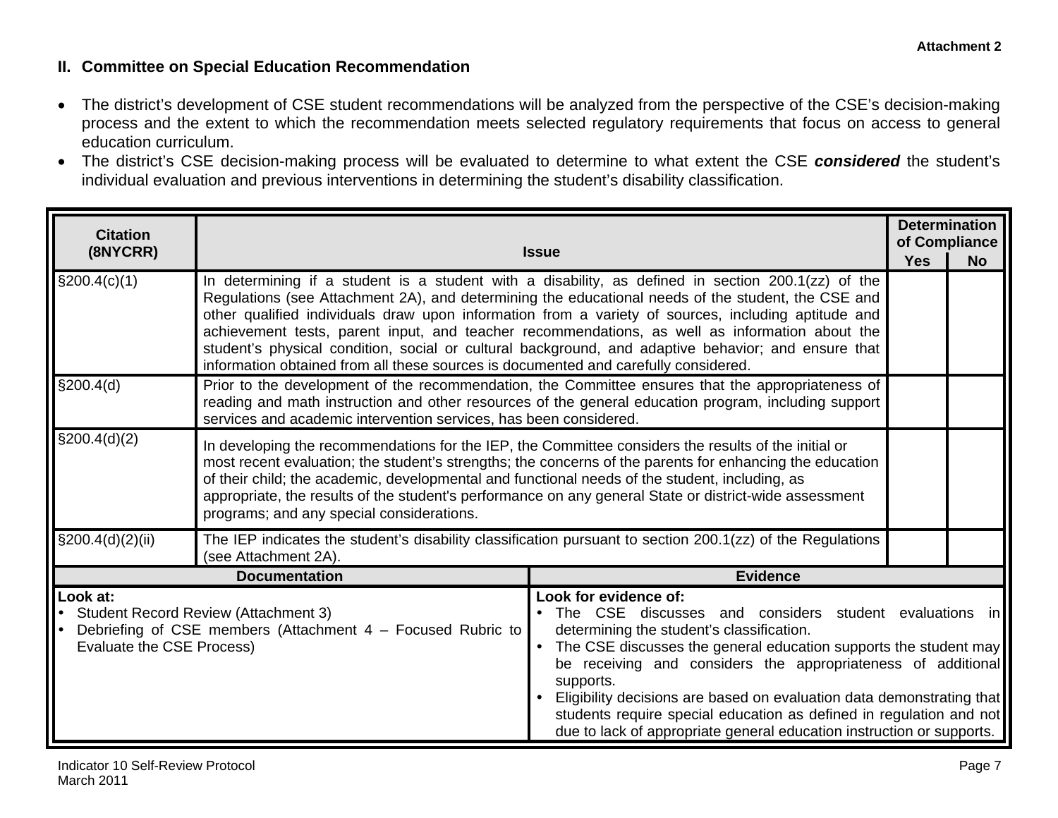Attachment 2

## II. Committee on Special Education Recommendation

- The district's development of CSE student recommendations will be analyzed from the perspective of the CSE's decision-making process and the extent to which the recommendation meets selected regulatory requirements that focus on access to general education curriculum.
- The district's CSE decision-making process will be evaluated to determine to what extent the CSE ***considered*** the student's individual evaluation and previous interventions in determining the student's disability classification.

| Citation (8NYCRR) | Issue | Determination of Compliance | |
|---|---|---|---|
| | | Yes | No |
| §200.4(c)(1) | In determining if a student is a student with a disability, as defined in section 200.1(zz) of the Regulations (see Attachment 2A), and determining the educational needs of the student, the CSE and other qualified individuals draw upon information from a variety of sources, including aptitude and achievement tests, parent input, and teacher recommendations, as well as information about the student's physical condition, social or cultural background, and adaptive behavior; and ensure that information obtained from all these sources is documented and carefully considered. | | |
| §200.4(d) | Prior to the development of the recommendation, the Committee ensures that the appropriateness of reading and math instruction and other resources of the general education program, including support services and academic intervention services, has been considered. | | |
| §200.4(d)(2) | In developing the recommendations for the IEP, the Committee considers the results of the initial or most recent evaluation; the student's strengths; the concerns of the parents for enhancing the education of their child; the academic, developmental and functional needs of the student, including, as appropriate, the results of the student's performance on any general State or district-wide assessment programs; and any special considerations. | | |
| §200.4(d)(2)(ii) | The IEP indicates the student's disability classification pursuant to section 200.1(zz) of the Regulations (see Attachment 2A). | | |

| Documentation | Evidence |
|---|---|
| **Look at:**<br>• Student Record Review (Attachment 3)<br>• Debriefing of CSE members (Attachment 4 – Focused Rubric to Evaluate the CSE Process) | **Look for evidence of:**<br>• The CSE discusses and considers student evaluations in determining the student's classification.<br>• The CSE discusses the general education supports the student may be receiving and considers the appropriateness of additional supports.<br>• Eligibility decisions are based on evaluation data demonstrating that students require special education as defined in regulation and not due to lack of appropriate general education instruction or supports. |

Indicator 10 Self-Review Protocol
March 2011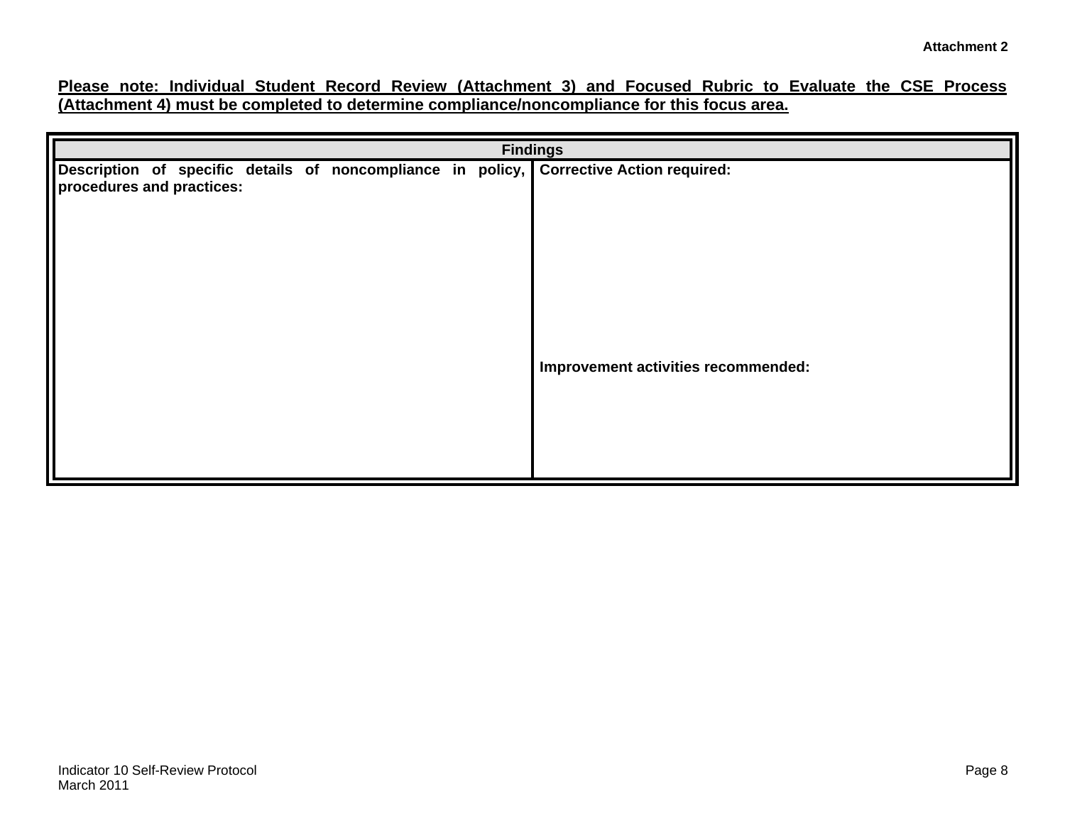**Attachment 2**

**<u>Please note: Individual Student Record Review (Attachment 3) and Focused Rubric to Evaluate the CSE Process (Attachment 4) must be completed to determine compliance/noncompliance for this focus area.</u>**

| Findings | |
|---|---|
| **Description of specific details of noncompliance in policy, procedures and practices:** | **Corrective Action required:**<br><br><br><br><br>**Improvement activities recommended:** |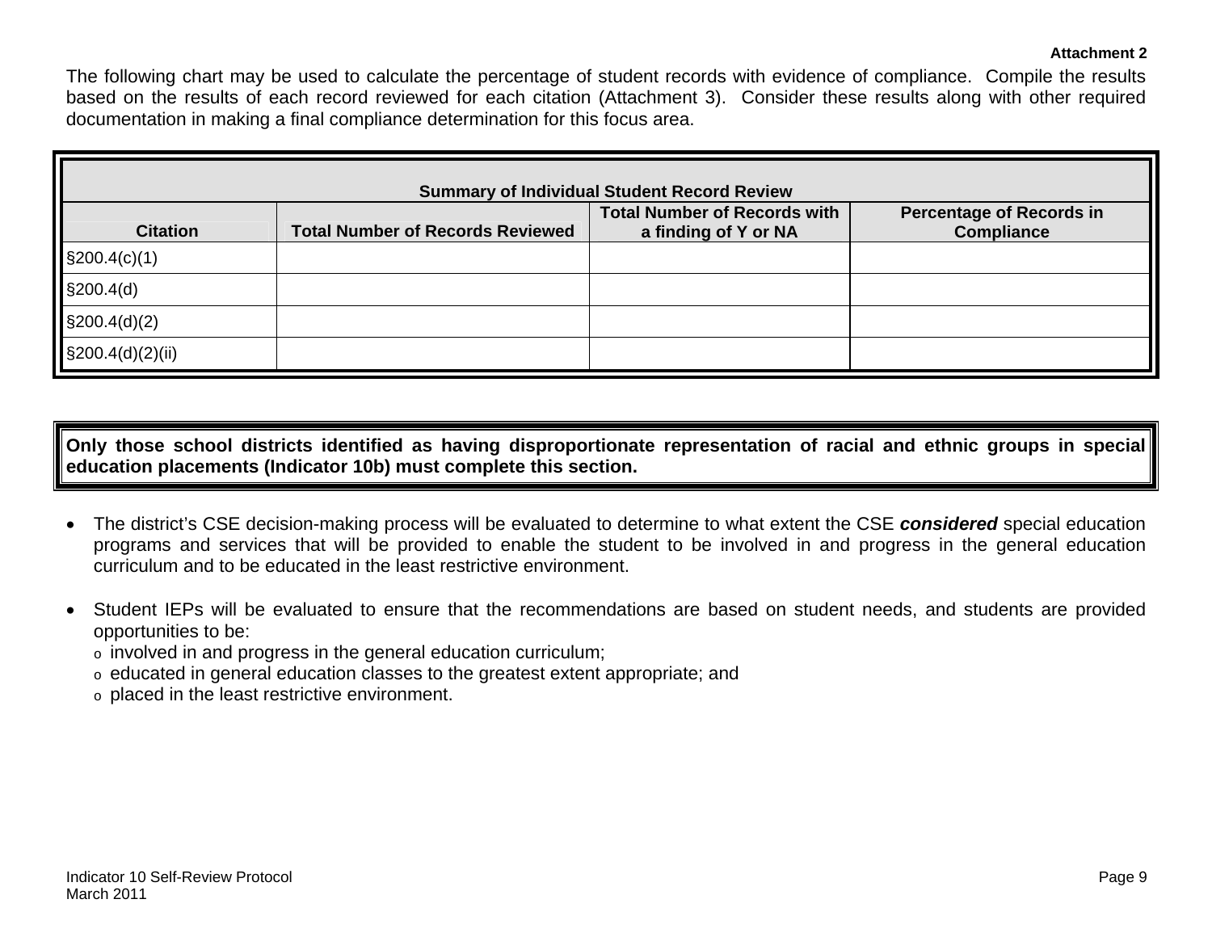**Attachment 2**

The following chart may be used to calculate the percentage of student records with evidence of compliance. Compile the results based on the results of each record reviewed for each citation (Attachment 3). Consider these results along with other required documentation in making a final compliance determination for this focus area.

| **Summary of Individual Student Record Review** | | | |
|---|---|---|---|
| **Citation** | **Total Number of Records Reviewed** | **Total Number of Records with a finding of Y or NA** | **Percentage of Records in Compliance** |
| §200.4(c)(1) | | | |
| §200.4(d) | | | |
| §200.4(d)(2) | | | |
| §200.4(d)(2)(ii) | | | |

**Only those school districts identified as having disproportionate representation of racial and ethnic groups in special education placements (Indicator 10b) must complete this section.**

- The district's CSE decision-making process will be evaluated to determine to what extent the CSE ***considered*** special education programs and services that will be provided to enable the student to be involved in and progress in the general education curriculum and to be educated in the least restrictive environment.

- Student IEPs will be evaluated to ensure that the recommendations are based on student needs, and students are provided opportunities to be:
  - involved in and progress in the general education curriculum;
  - educated in general education classes to the greatest extent appropriate; and
  - placed in the least restrictive environment.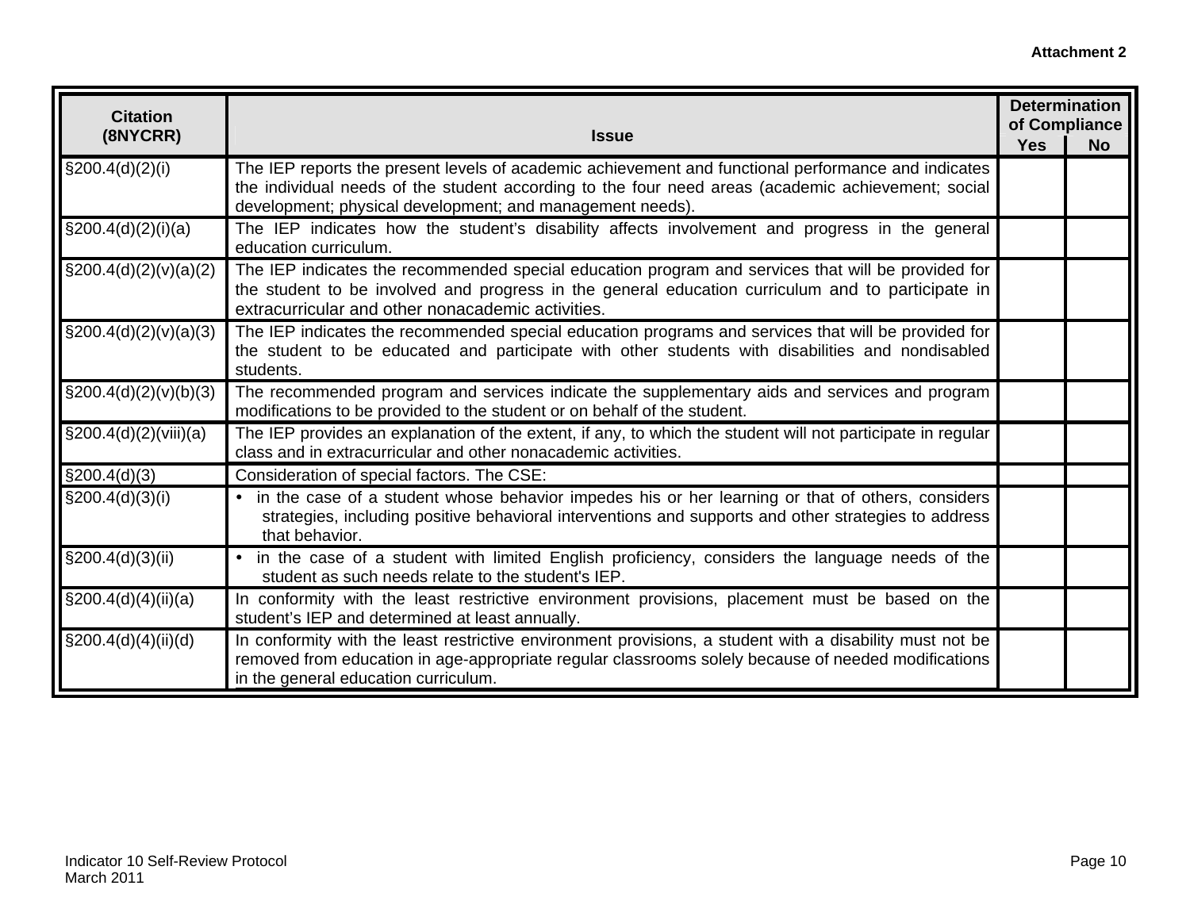**Attachment 2**

| Citation (8NYCRR) | Issue | Determination of Compliance | |
|---|---|---|---|
| | | Yes | No |
| §200.4(d)(2)(i) | The IEP reports the present levels of academic achievement and functional performance and indicates the individual needs of the student according to the four need areas (academic achievement; social development; physical development; and management needs). | | |
| §200.4(d)(2)(i)(a) | The IEP indicates how the student's disability affects involvement and progress in the general education curriculum. | | |
| §200.4(d)(2)(v)(a)(2) | The IEP indicates the recommended special education program and services that will be provided for the student to be involved and progress in the general education curriculum and to participate in extracurricular and other nonacademic activities. | | |
| §200.4(d)(2)(v)(a)(3) | The IEP indicates the recommended special education programs and services that will be provided for the student to be educated and participate with other students with disabilities and nondisabled students. | | |
| §200.4(d)(2)(v)(b)(3) | The recommended program and services indicate the supplementary aids and services and program modifications to be provided to the student or on behalf of the student. | | |
| §200.4(d)(2)(viii)(a) | The IEP provides an explanation of the extent, if any, to which the student will not participate in regular class and in extracurricular and other nonacademic activities. | | |
| §200.4(d)(3) | Consideration of special factors. The CSE: | | |
| §200.4(d)(3)(i) | • in the case of a student whose behavior impedes his or her learning or that of others, considers strategies, including positive behavioral interventions and supports and other strategies to address that behavior. | | |
| §200.4(d)(3)(ii) | • in the case of a student with limited English proficiency, considers the language needs of the student as such needs relate to the student's IEP. | | |
| §200.4(d)(4)(ii)(a) | In conformity with the least restrictive environment provisions, placement must be based on the student's IEP and determined at least annually. | | |
| §200.4(d)(4)(ii)(d) | In conformity with the least restrictive environment provisions, a student with a disability must not be removed from education in age-appropriate regular classrooms solely because of needed modifications in the general education curriculum. | | |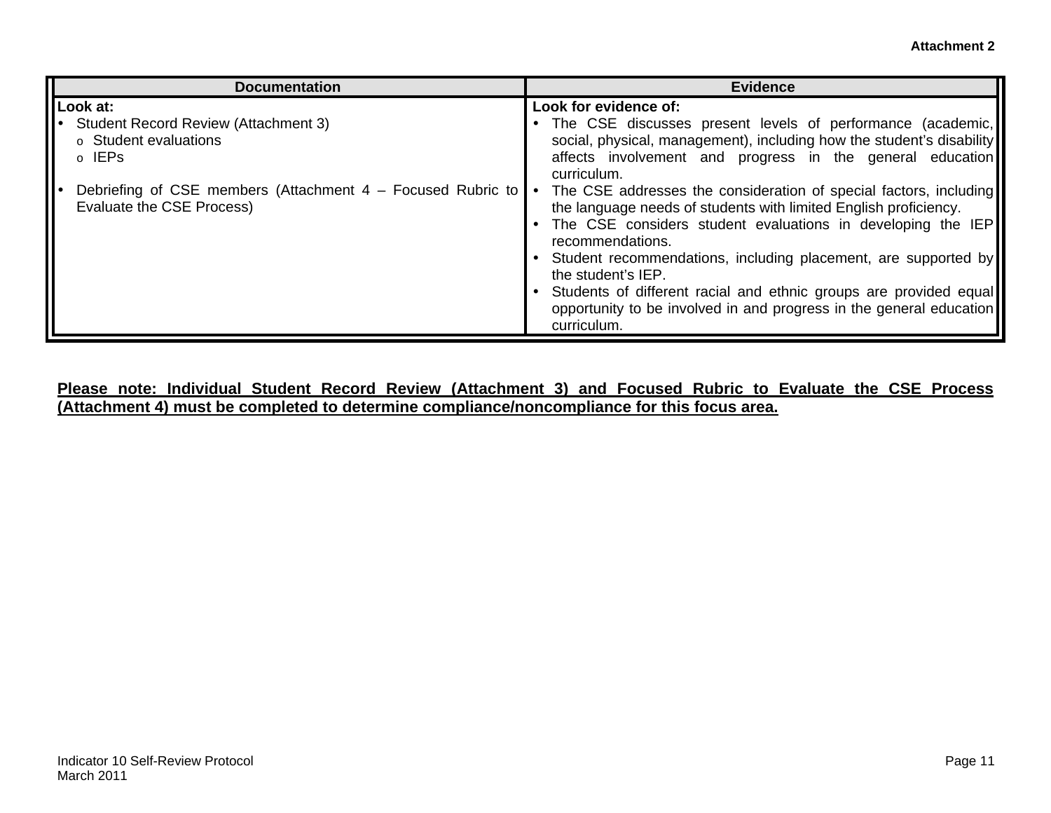**Attachment 2**

| Documentation | Evidence |
|---|---|
| **Look at:**<br>• Student Record Review (Attachment 3)<br>  o Student evaluations<br>  o IEPs<br><br>• Debriefing of CSE members (Attachment 4 – Focused Rubric to Evaluate the CSE Process) | **Look for evidence of:**<br>• The CSE discusses present levels of performance (academic, social, physical, management), including how the student's disability affects involvement and progress in the general education curriculum.<br>• The CSE addresses the consideration of special factors, including the language needs of students with limited English proficiency.<br>• The CSE considers student evaluations in developing the IEP recommendations.<br>• Student recommendations, including placement, are supported by the student's IEP.<br>• Students of different racial and ethnic groups are provided equal opportunity to be involved in and progress in the general education curriculum. |

**Please note: Individual Student Record Review (Attachment 3) and Focused Rubric to Evaluate the CSE Process (Attachment 4) must be completed to determine compliance/noncompliance for this focus area.**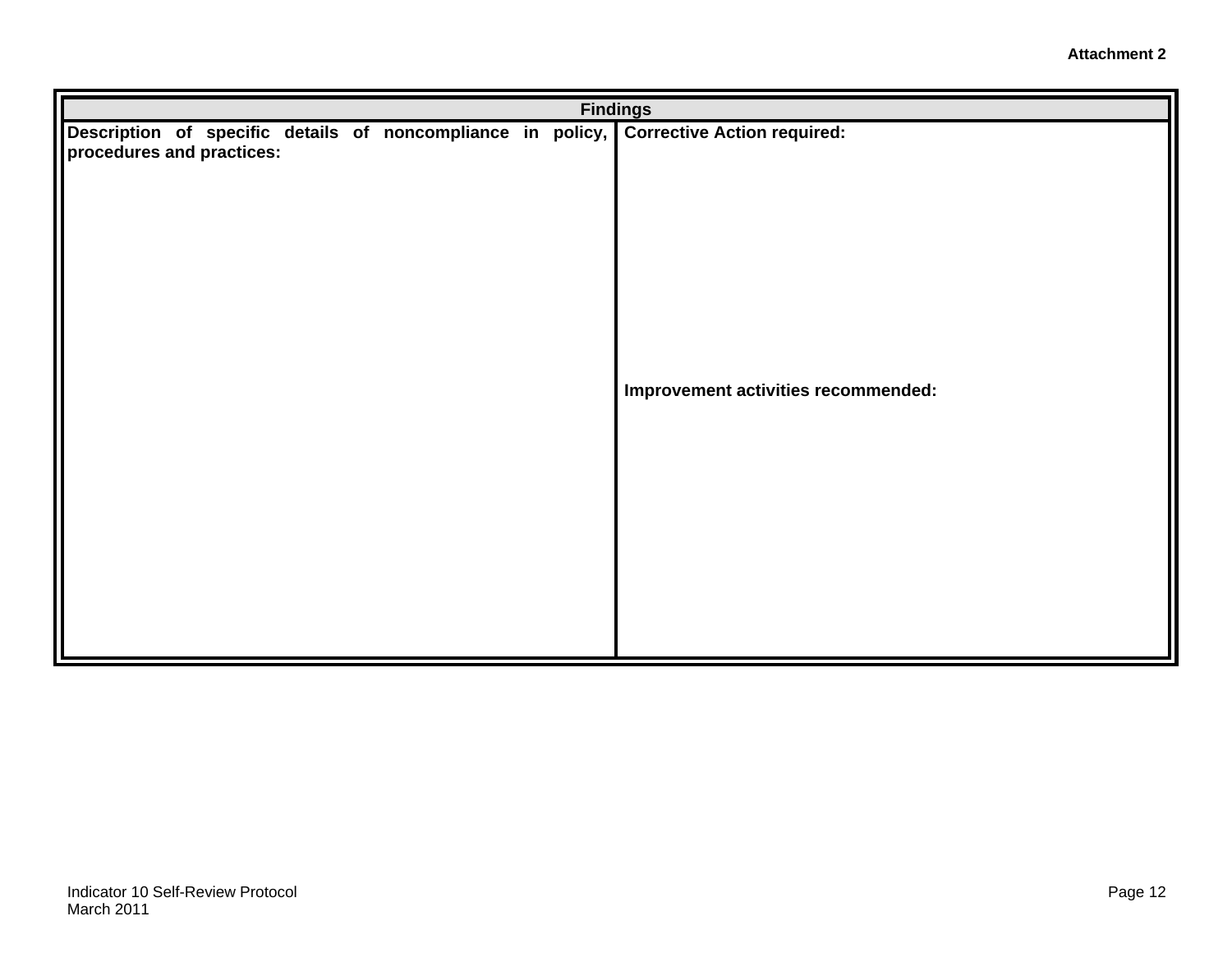**Attachment 2**

| Findings | |
|---|---|
| **Description of specific details of noncompliance in policy, procedures and practices:** | **Corrective Action required:**<br><br><br><br><br>**Improvement activities recommended:** |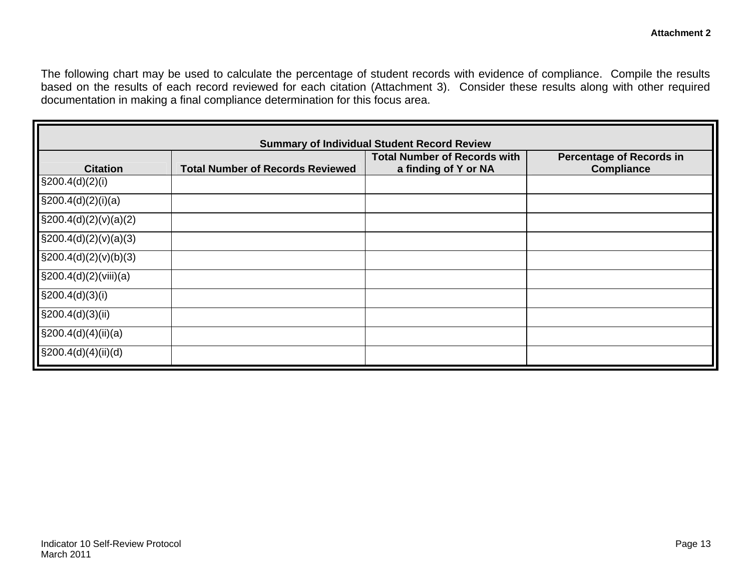**Attachment 2**

The following chart may be used to calculate the percentage of student records with evidence of compliance. Compile the results based on the results of each record reviewed for each citation (Attachment 3). Consider these results along with other required documentation in making a final compliance determination for this focus area.

| **Summary of Individual Student Record Review** | | | |
|---|---|---|---|
| **Citation** | **Total Number of Records Reviewed** | **Total Number of Records with a finding of Y or NA** | **Percentage of Records in Compliance** |
| §200.4(d)(2)(i) | | | |
| §200.4(d)(2)(i)(a) | | | |
| §200.4(d)(2)(v)(a)(2) | | | |
| §200.4(d)(2)(v)(a)(3) | | | |
| §200.4(d)(2)(v)(b)(3) | | | |
| §200.4(d)(2)(viii)(a) | | | |
| §200.4(d)(3)(i) | | | |
| §200.4(d)(3)(ii) | | | |
| §200.4(d)(4)(ii)(a) | | | |
| §200.4(d)(4)(ii)(d) | | | |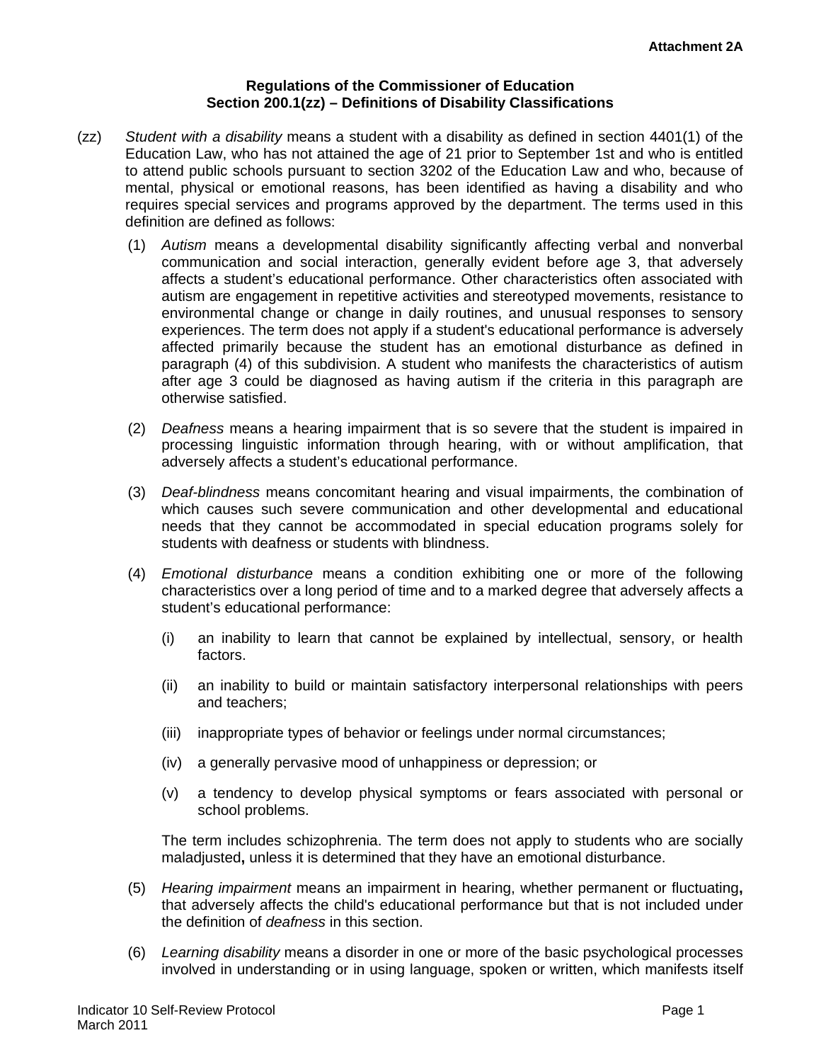**Attachment 2A**

**Regulations of the Commissioner of Education**
**Section 200.1(zz) – Definitions of Disability Classifications**

(zz) *Student with a disability* means a student with a disability as defined in section 4401(1) of the Education Law, who has not attained the age of 21 prior to September 1st and who is entitled to attend public schools pursuant to section 3202 of the Education Law and who, because of mental, physical or emotional reasons, has been identified as having a disability and who requires special services and programs approved by the department. The terms used in this definition are defined as follows:

(1) *Autism* means a developmental disability significantly affecting verbal and nonverbal communication and social interaction, generally evident before age 3, that adversely affects a student's educational performance. Other characteristics often associated with autism are engagement in repetitive activities and stereotyped movements, resistance to environmental change or change in daily routines, and unusual responses to sensory experiences. The term does not apply if a student's educational performance is adversely affected primarily because the student has an emotional disturbance as defined in paragraph (4) of this subdivision. A student who manifests the characteristics of autism after age 3 could be diagnosed as having autism if the criteria in this paragraph are otherwise satisfied.

(2) *Deafness* means a hearing impairment that is so severe that the student is impaired in processing linguistic information through hearing, with or without amplification, that adversely affects a student's educational performance.

(3) *Deaf-blindness* means concomitant hearing and visual impairments, the combination of which causes such severe communication and other developmental and educational needs that they cannot be accommodated in special education programs solely for students with deafness or students with blindness.

(4) *Emotional disturbance* means a condition exhibiting one or more of the following characteristics over a long period of time and to a marked degree that adversely affects a student's educational performance:

(i) an inability to learn that cannot be explained by intellectual, sensory, or health factors.

(ii) an inability to build or maintain satisfactory interpersonal relationships with peers and teachers;

(iii) inappropriate types of behavior or feelings under normal circumstances;

(iv) a generally pervasive mood of unhappiness or depression; or

(v) a tendency to develop physical symptoms or fears associated with personal or school problems.

The term includes schizophrenia. The term does not apply to students who are socially maladjusted**,** unless it is determined that they have an emotional disturbance.

(5) *Hearing impairment* means an impairment in hearing, whether permanent or fluctuating**,** that adversely affects the child's educational performance but that is not included under the definition of *deafness* in this section.

(6) *Learning disability* means a disorder in one or more of the basic psychological processes involved in understanding or in using language, spoken or written, which manifests itself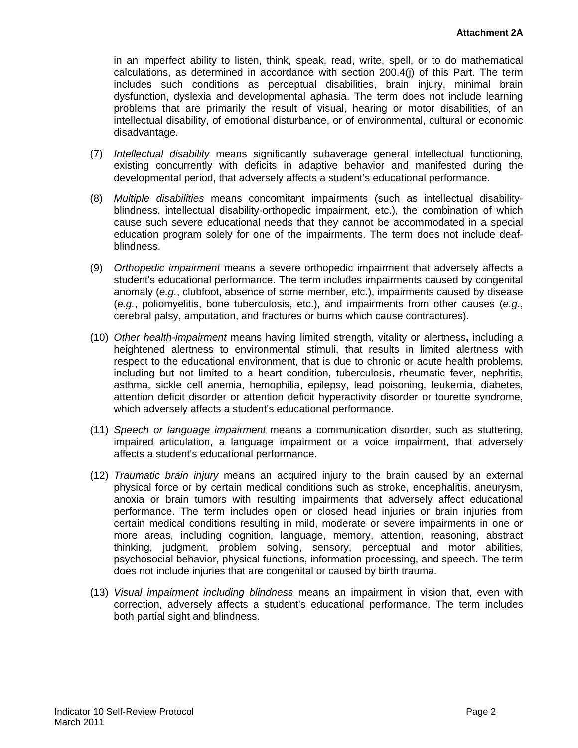in an imperfect ability to listen, think, speak, read, write, spell, or to do mathematical calculations, as determined in accordance with section 200.4(j) of this Part. The term includes such conditions as perceptual disabilities, brain injury, minimal brain dysfunction, dyslexia and developmental aphasia. The term does not include learning problems that are primarily the result of visual, hearing or motor disabilities, of an intellectual disability, of emotional disturbance, or of environmental, cultural or economic disadvantage.

(7) *Intellectual disability* means significantly subaverage general intellectual functioning, existing concurrently with deficits in adaptive behavior and manifested during the developmental period, that adversely affects a student's educational performance**.**

(8) *Multiple disabilities* means concomitant impairments (such as intellectual disability-blindness, intellectual disability-orthopedic impairment, etc.), the combination of which cause such severe educational needs that they cannot be accommodated in a special education program solely for one of the impairments. The term does not include deaf-blindness.

(9) *Orthopedic impairment* means a severe orthopedic impairment that adversely affects a student's educational performance. The term includes impairments caused by congenital anomaly (*e.g.*, clubfoot, absence of some member, etc.), impairments caused by disease (*e.g.*, poliomyelitis, bone tuberculosis, etc.), and impairments from other causes (*e.g.*, cerebral palsy, amputation, and fractures or burns which cause contractures).

(10) *Other health-impairment* means having limited strength, vitality or alertness**,** including a heightened alertness to environmental stimuli, that results in limited alertness with respect to the educational environment, that is due to chronic or acute health problems, including but not limited to a heart condition, tuberculosis, rheumatic fever, nephritis, asthma, sickle cell anemia, hemophilia, epilepsy, lead poisoning, leukemia, diabetes, attention deficit disorder or attention deficit hyperactivity disorder or tourette syndrome, which adversely affects a student's educational performance.

(11) *Speech or language impairment* means a communication disorder, such as stuttering, impaired articulation, a language impairment or a voice impairment, that adversely affects a student's educational performance.

(12) *Traumatic brain injury* means an acquired injury to the brain caused by an external physical force or by certain medical conditions such as stroke, encephalitis, aneurysm, anoxia or brain tumors with resulting impairments that adversely affect educational performance. The term includes open or closed head injuries or brain injuries from certain medical conditions resulting in mild, moderate or severe impairments in one or more areas, including cognition, language, memory, attention, reasoning, abstract thinking, judgment, problem solving, sensory, perceptual and motor abilities, psychosocial behavior, physical functions, information processing, and speech. The term does not include injuries that are congenital or caused by birth trauma.

(13) *Visual impairment including blindness* means an impairment in vision that, even with correction, adversely affects a student's educational performance. The term includes both partial sight and blindness.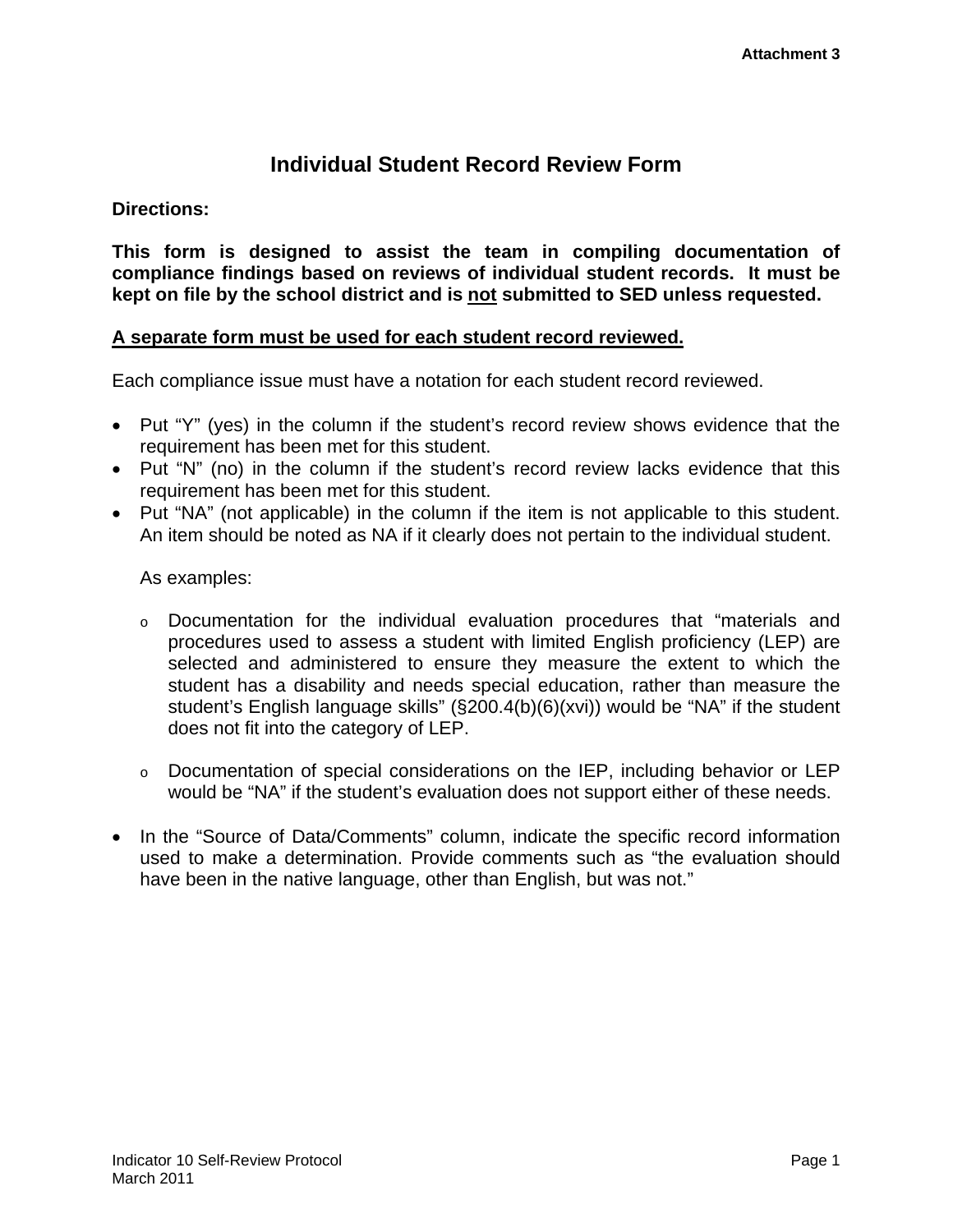Attachment 3

# Individual Student Record Review Form

**Directions:**

**This form is designed to assist the team in compiling documentation of compliance findings based on reviews of individual student records. It must be kept on file by the school district and is <u>not</u> submitted to SED unless requested.**

**<u>A separate form must be used for each student record reviewed.</u>**

Each compliance issue must have a notation for each student record reviewed.

- Put "Y" (yes) in the column if the student's record review shows evidence that the requirement has been met for this student.
- Put "N" (no) in the column if the student's record review lacks evidence that this requirement has been met for this student.
- Put "NA" (not applicable) in the column if the item is not applicable to this student. An item should be noted as NA if it clearly does not pertain to the individual student.

  As examples:

  - Documentation for the individual evaluation procedures that "materials and procedures used to assess a student with limited English proficiency (LEP) are selected and administered to ensure they measure the extent to which the student has a disability and needs special education, rather than measure the student's English language skills" (§200.4(b)(6)(xvi)) would be "NA" if the student does not fit into the category of LEP.

  - Documentation of special considerations on the IEP, including behavior or LEP would be "NA" if the student's evaluation does not support either of these needs.

- In the "Source of Data/Comments" column, indicate the specific record information used to make a determination. Provide comments such as "the evaluation should have been in the native language, other than English, but was not."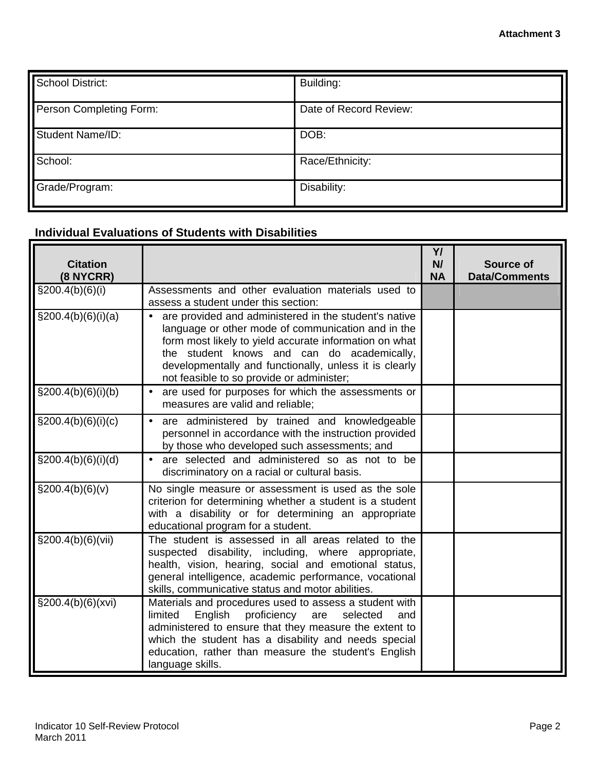**Attachment 3**

| School District: | Building: |
|---|---|
| Person Completing Form: | Date of Record Review: |
| Student Name/ID: | DOB: |
| School: | Race/Ethnicity: |
| Grade/Program: | Disability: |

## Individual Evaluations of Students with Disabilities

| Citation (8 NYCRR) | | Y/ N/ NA | Source of Data/Comments |
|---|---|---|---|
| §200.4(b)(6)(i) | Assessments and other evaluation materials used to assess a student under this section: | | |
| §200.4(b)(6)(i)(a) | • are provided and administered in the student's native language or other mode of communication and in the form most likely to yield accurate information on what the student knows and can do academically, developmentally and functionally, unless it is clearly not feasible to so provide or administer; | | |
| §200.4(b)(6)(i)(b) | • are used for purposes for which the assessments or measures are valid and reliable; | | |
| §200.4(b)(6)(i)(c) | • are administered by trained and knowledgeable personnel in accordance with the instruction provided by those who developed such assessments; and | | |
| §200.4(b)(6)(i)(d) | • are selected and administered so as not to be discriminatory on a racial or cultural basis. | | |
| §200.4(b)(6)(v) | No single measure or assessment is used as the sole criterion for determining whether a student is a student with a disability or for determining an appropriate educational program for a student. | | |
| §200.4(b)(6)(vii) | The student is assessed in all areas related to the suspected disability, including, where appropriate, health, vision, hearing, social and emotional status, general intelligence, academic performance, vocational skills, communicative status and motor abilities. | | |
| §200.4(b)(6)(xvi) | Materials and procedures used to assess a student with limited English proficiency are selected and administered to ensure that they measure the extent to which the student has a disability and needs special education, rather than measure the student's English language skills. | | |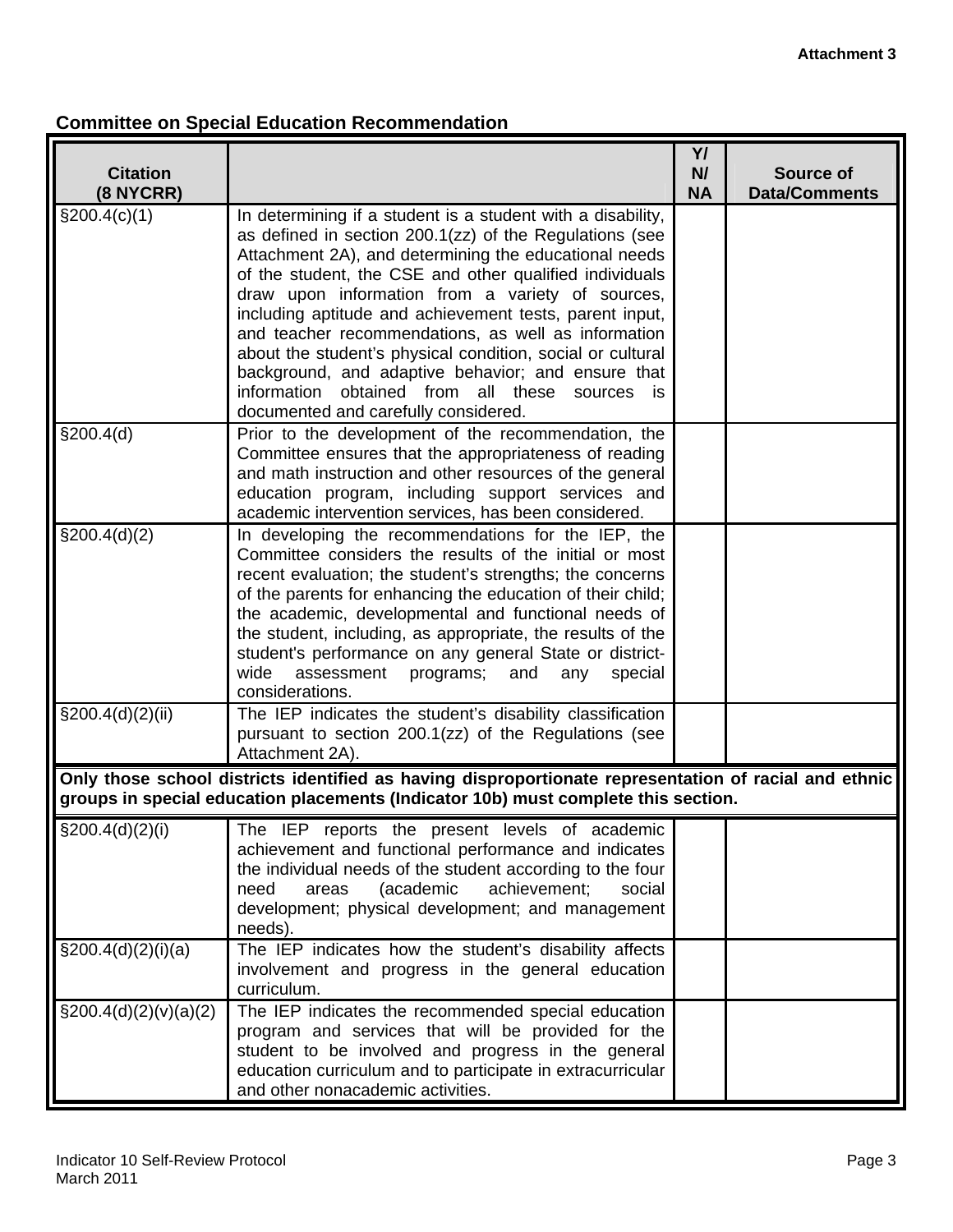**Attachment 3**

## Committee on Special Education Recommendation

| Citation (8 NYCRR) | | Y/ N/ NA | Source of Data/Comments |
|---|---|---|---|
| §200.4(c)(1) | In determining if a student is a student with a disability, as defined in section 200.1(zz) of the Regulations (see Attachment 2A), and determining the educational needs of the student, the CSE and other qualified individuals draw upon information from a variety of sources, including aptitude and achievement tests, parent input, and teacher recommendations, as well as information about the student's physical condition, social or cultural background, and adaptive behavior; and ensure that information obtained from all these sources is documented and carefully considered. | | |
| §200.4(d) | Prior to the development of the recommendation, the Committee ensures that the appropriateness of reading and math instruction and other resources of the general education program, including support services and academic intervention services, has been considered. | | |
| §200.4(d)(2) | In developing the recommendations for the IEP, the Committee considers the results of the initial or most recent evaluation; the student's strengths; the concerns of the parents for enhancing the education of their child; the academic, developmental and functional needs of the student, including, as appropriate, the results of the student's performance on any general State or district-wide assessment programs; and any special considerations. | | |
| §200.4(d)(2)(ii) | The IEP indicates the student's disability classification pursuant to section 200.1(zz) of the Regulations (see Attachment 2A). | | |
| **Only those school districts identified as having disproportionate representation of racial and ethnic groups in special education placements (Indicator 10b) must complete this section.** | | | |
| §200.4(d)(2)(i) | The IEP reports the present levels of academic achievement and functional performance and indicates the individual needs of the student according to the four need areas (academic achievement; social development; physical development; and management needs). | | |
| §200.4(d)(2)(i)(a) | The IEP indicates how the student's disability affects involvement and progress in the general education curriculum. | | |
| §200.4(d)(2)(v)(a)(2) | The IEP indicates the recommended special education program and services that will be provided for the student to be involved and progress in the general education curriculum and to participate in extracurricular and other nonacademic activities. | | |

Indicator 10 Self-Review Protocol
March 2011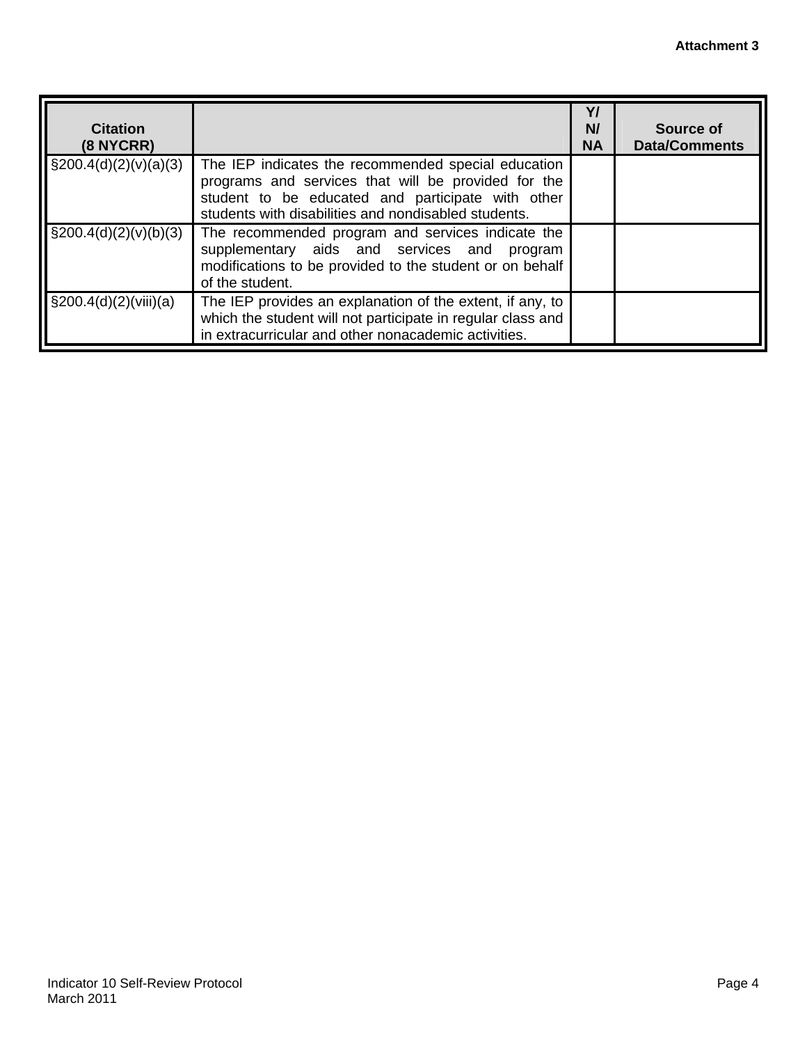| Citation (8 NYCRR) | | Y/ N/ NA | Source of Data/Comments |
|---|---|---|---|
| §200.4(d)(2)(v)(a)(3) | The IEP indicates the recommended special education programs and services that will be provided for the student to be educated and participate with other students with disabilities and nondisabled students. | | |
| §200.4(d)(2)(v)(b)(3) | The recommended program and services indicate the supplementary aids and services and program modifications to be provided to the student or on behalf of the student. | | |
| §200.4(d)(2)(viii)(a) | The IEP provides an explanation of the extent, if any, to which the student will not participate in regular class and in extracurricular and other nonacademic activities. | | |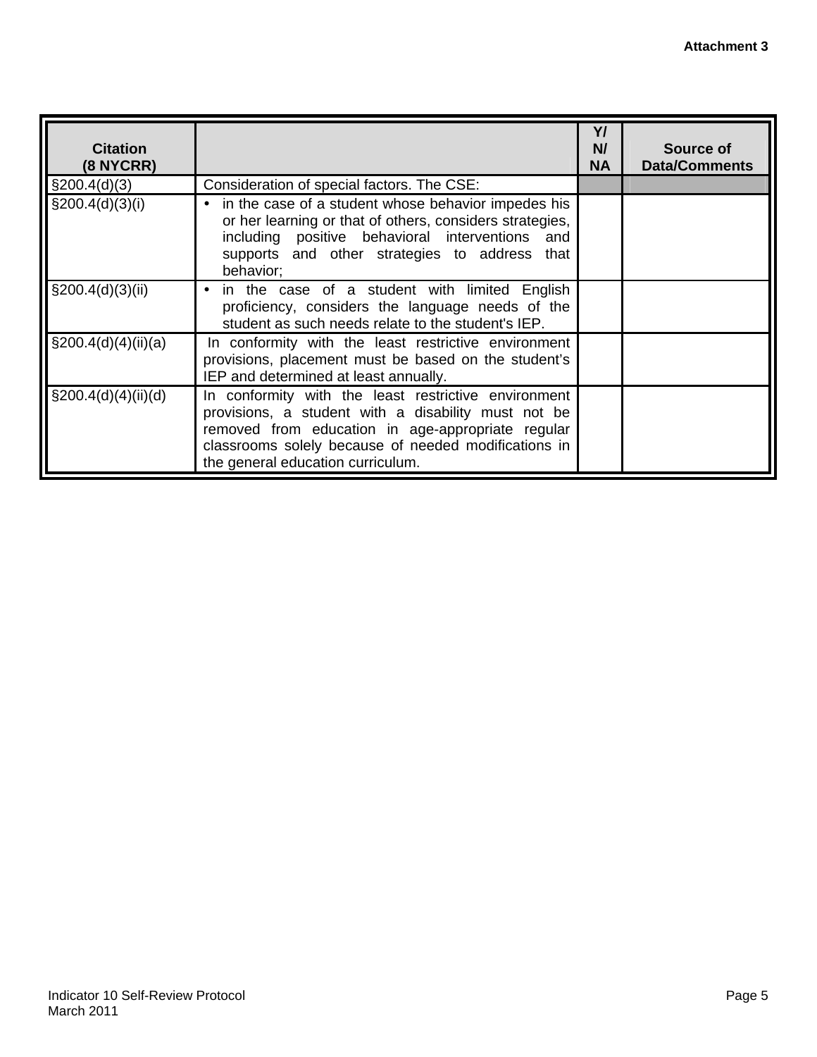Attachment 3

| Citation (8 NYCRR) | | Y/ N/ NA | Source of Data/Comments |
|---|---|---|---|
| §200.4(d)(3) | Consideration of special factors. The CSE: | | |
| §200.4(d)(3)(i) | • in the case of a student whose behavior impedes his or her learning or that of others, considers strategies, including positive behavioral interventions and supports and other strategies to address that behavior; | | |
| §200.4(d)(3)(ii) | • in the case of a student with limited English proficiency, considers the language needs of the student as such needs relate to the student's IEP. | | |
| §200.4(d)(4)(ii)(a) | In conformity with the least restrictive environment provisions, placement must be based on the student's IEP and determined at least annually. | | |
| §200.4(d)(4)(ii)(d) | In conformity with the least restrictive environment provisions, a student with a disability must not be removed from education in age-appropriate regular classrooms solely because of needed modifications in the general education curriculum. | | |

Indicator 10 Self-Review Protocol
March 2011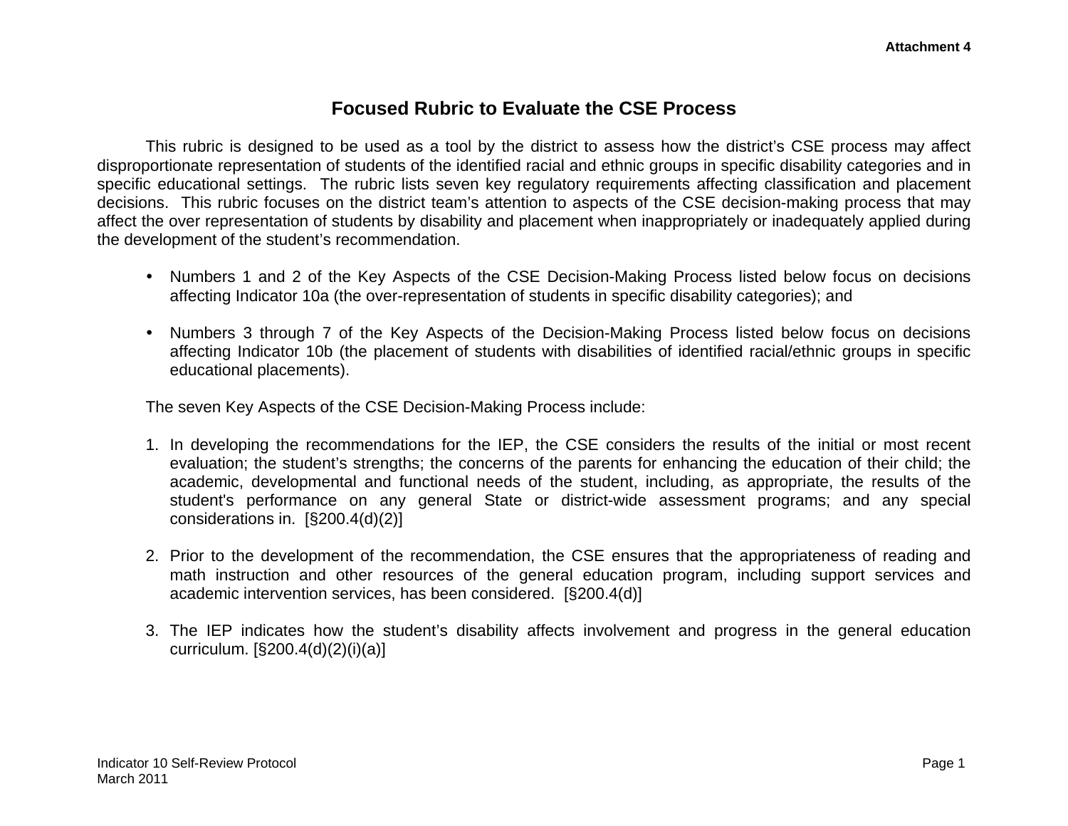Attachment 4

# Focused Rubric to Evaluate the CSE Process

This rubric is designed to be used as a tool by the district to assess how the district's CSE process may affect disproportionate representation of students of the identified racial and ethnic groups in specific disability categories and in specific educational settings. The rubric lists seven key regulatory requirements affecting classification and placement decisions. This rubric focuses on the district team's attention to aspects of the CSE decision-making process that may affect the over representation of students by disability and placement when inappropriately or inadequately applied during the development of the student's recommendation.

- Numbers 1 and 2 of the Key Aspects of the CSE Decision-Making Process listed below focus on decisions affecting Indicator 10a (the over-representation of students in specific disability categories); and

- Numbers 3 through 7 of the Key Aspects of the Decision-Making Process listed below focus on decisions affecting Indicator 10b (the placement of students with disabilities of identified racial/ethnic groups in specific educational placements).

The seven Key Aspects of the CSE Decision-Making Process include:

1. In developing the recommendations for the IEP, the CSE considers the results of the initial or most recent evaluation; the student's strengths; the concerns of the parents for enhancing the education of their child; the academic, developmental and functional needs of the student, including, as appropriate, the results of the student's performance on any general State or district-wide assessment programs; and any special considerations in. [§200.4(d)(2)]

2. Prior to the development of the recommendation, the CSE ensures that the appropriateness of reading and math instruction and other resources of the general education program, including support services and academic intervention services, has been considered. [§200.4(d)]

3. The IEP indicates how the student's disability affects involvement and progress in the general education curriculum. [§200.4(d)(2)(i)(a)]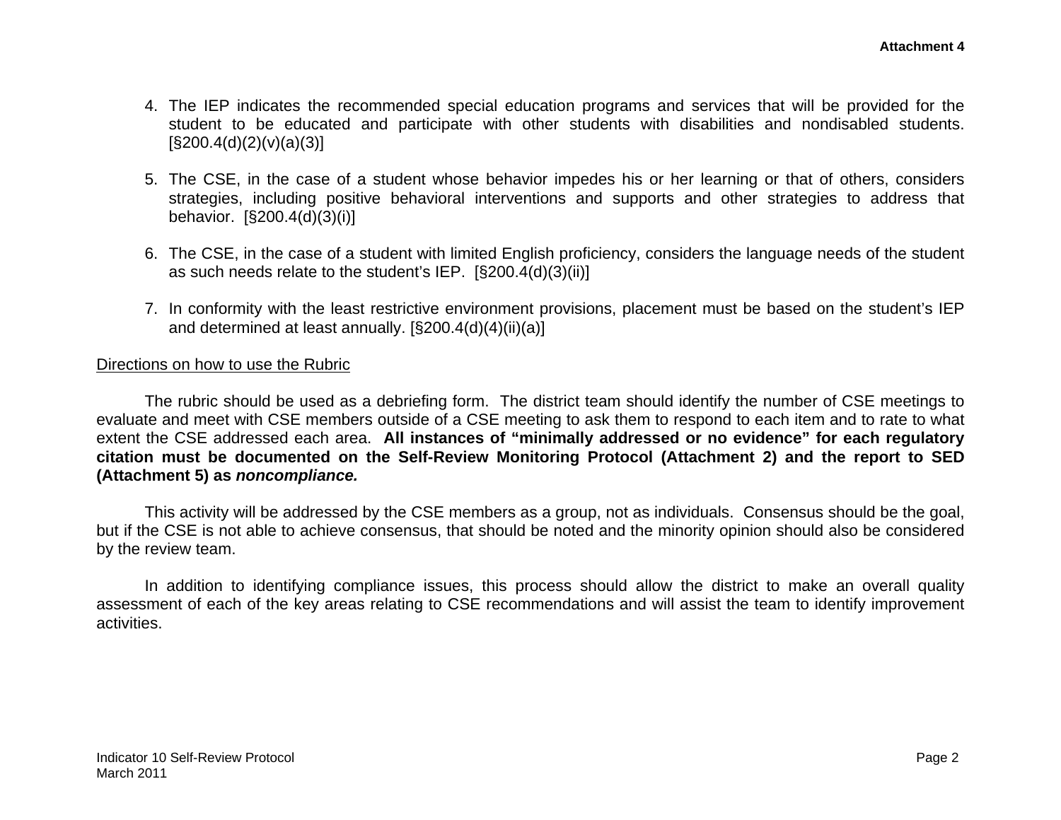4. The IEP indicates the recommended special education programs and services that will be provided for the student to be educated and participate with other students with disabilities and nondisabled students. [§200.4(d)(2)(v)(a)(3)]

5. The CSE, in the case of a student whose behavior impedes his or her learning or that of others, considers strategies, including positive behavioral interventions and supports and other strategies to address that behavior. [§200.4(d)(3)(i)]

6. The CSE, in the case of a student with limited English proficiency, considers the language needs of the student as such needs relate to the student's IEP. [§200.4(d)(3)(ii)]

7. In conformity with the least restrictive environment provisions, placement must be based on the student's IEP and determined at least annually. [§200.4(d)(4)(ii)(a)]

<u>Directions on how to use the Rubric</u>

The rubric should be used as a debriefing form. The district team should identify the number of CSE meetings to evaluate and meet with CSE members outside of a CSE meeting to ask them to respond to each item and to rate to what extent the CSE addressed each area. **All instances of "minimally addressed or no evidence" for each regulatory citation must be documented on the Self-Review Monitoring Protocol (Attachment 2) and the report to SED (Attachment 5) as *noncompliance.***

This activity will be addressed by the CSE members as a group, not as individuals. Consensus should be the goal, but if the CSE is not able to achieve consensus, that should be noted and the minority opinion should also be considered by the review team.

In addition to identifying compliance issues, this process should allow the district to make an overall quality assessment of each of the key areas relating to CSE recommendations and will assist the team to identify improvement activities.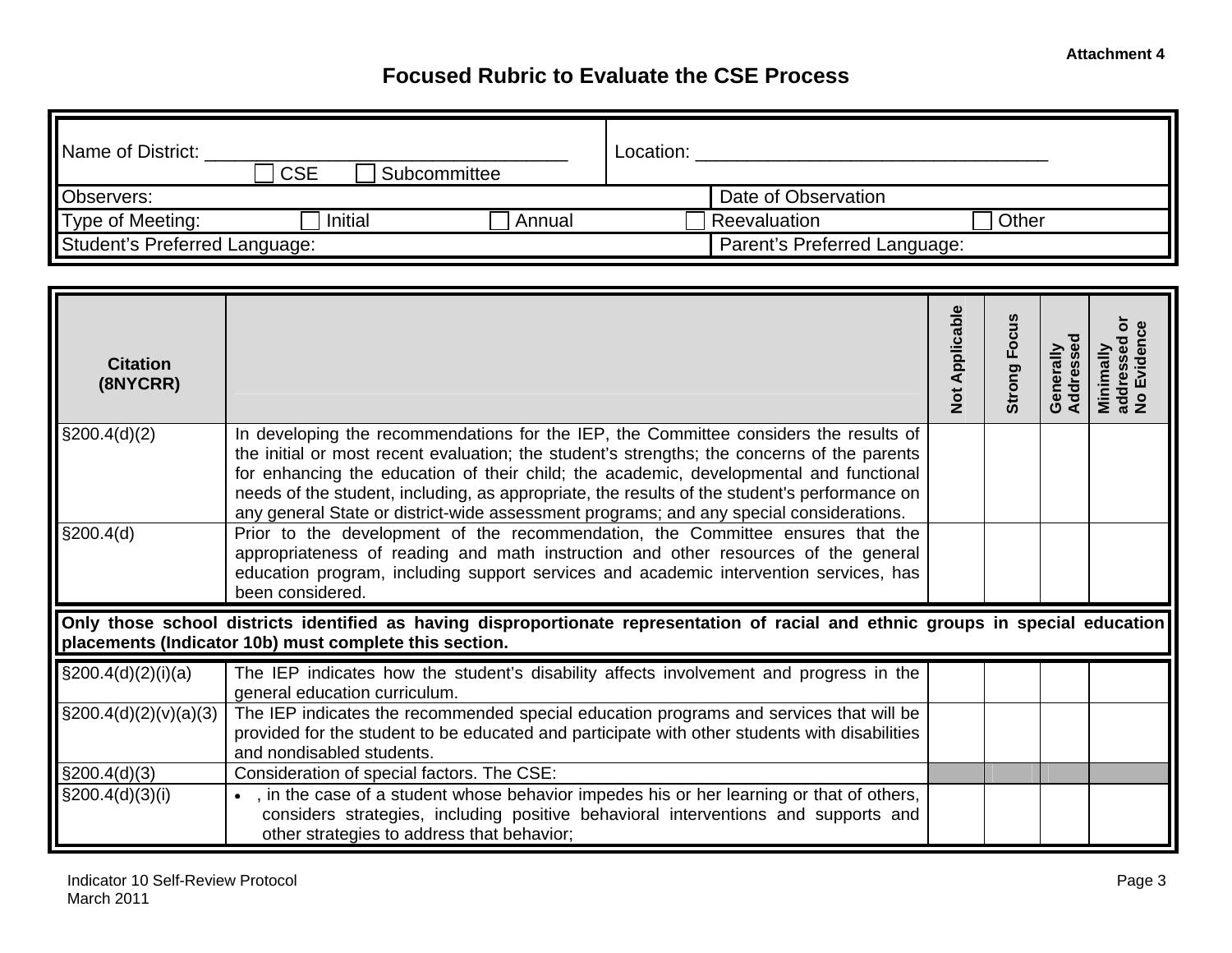Attachment 4

# Focused Rubric to Evaluate the CSE Process

| Name of District: ________________________________ ☐ CSE ☐ Subcommittee | Location: ________________________________ | | |
|---|---|---|---|
| Observers: | | Date of Observation | |
| Type of Meeting: ☐ Initial ☐ Annual | ☐ Reevaluation ☐ Other | | |
| Student's Preferred Language: | | Parent's Preferred Language: | |

| Citation (8NYCRR) | | Not Applicable | Strong Focus | Generally Addressed | Minimally addressed or No Evidence |
|---|---|---|---|---|---|
| §200.4(d)(2) | In developing the recommendations for the IEP, the Committee considers the results of the initial or most recent evaluation; the student's strengths; the concerns of the parents for enhancing the education of their child; the academic, developmental and functional needs of the student, including, as appropriate, the results of the student's performance on any general State or district-wide assessment programs; and any special considerations. | | | | |
| §200.4(d) | Prior to the development of the recommendation, the Committee ensures that the appropriateness of reading and math instruction and other resources of the general education program, including support services and academic intervention services, has been considered. | | | | |
| **Only those school districts identified as having disproportionate representation of racial and ethnic groups in special education placements (Indicator 10b) must complete this section.** | | | | | |
| §200.4(d)(2)(i)(a) | The IEP indicates how the student's disability affects involvement and progress in the general education curriculum. | | | | |
| §200.4(d)(2)(v)(a)(3) | The IEP indicates the recommended special education programs and services that will be provided for the student to be educated and participate with other students with disabilities and nondisabled students. | | | | |
| §200.4(d)(3) | Consideration of special factors. The CSE: | | | | |
| §200.4(d)(3)(i) | • , in the case of a student whose behavior impedes his or her learning or that of others, considers strategies, including positive behavioral interventions and supports and other strategies to address that behavior; | | | | |

Indicator 10 Self-Review Protocol
March 2011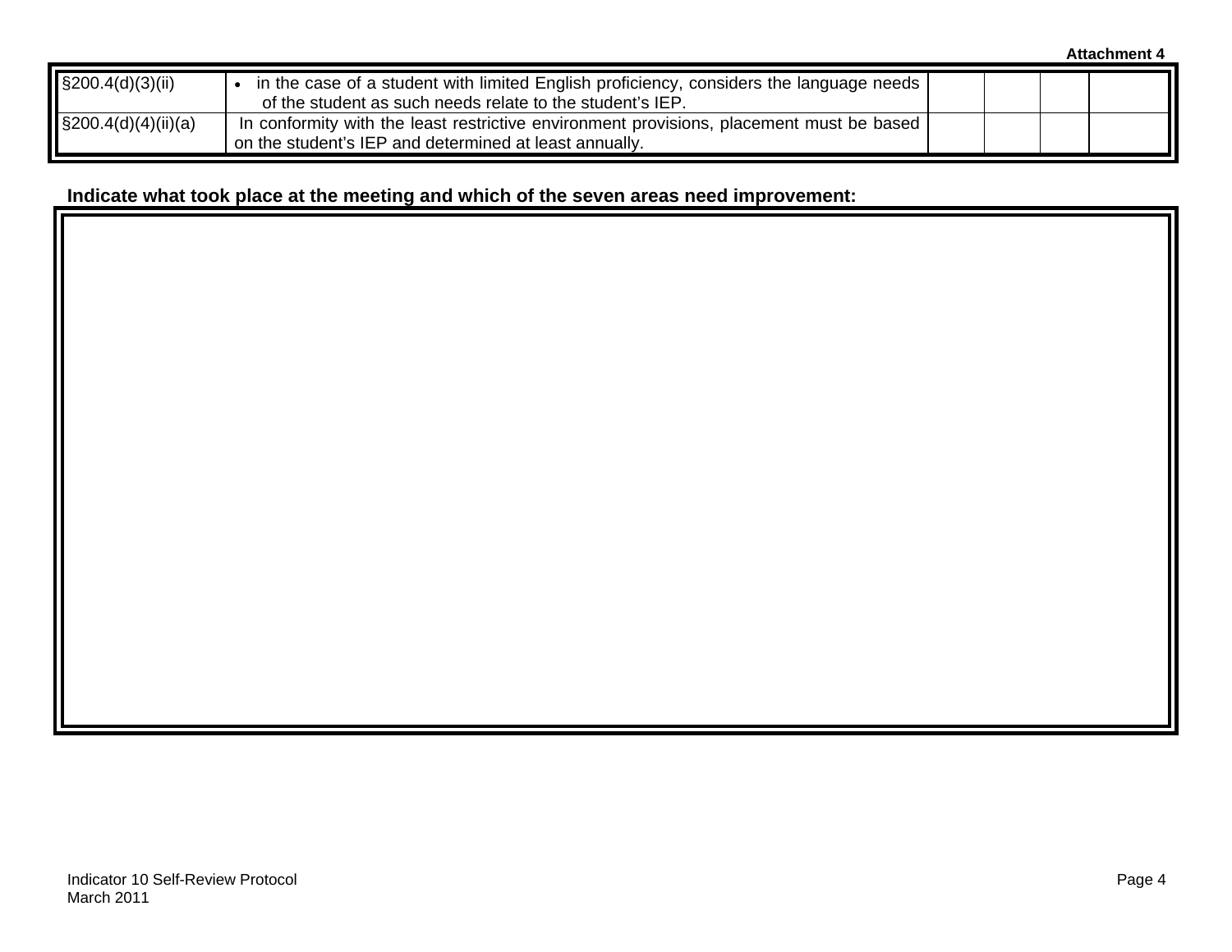Attachment 4

| | | | | | |
|---|---|---|---|---|---|
| §200.4(d)(3)(ii) | • in the case of a student with limited English proficiency, considers the language needs of the student as such needs relate to the student's IEP. | | | | |
| §200.4(d)(4)(ii)(a) | In conformity with the least restrictive environment provisions, placement must be based on the student's IEP and determined at least annually. | | | | |

**Indicate what took place at the meeting and which of the seven areas need improvement:**

| |
|---|
| |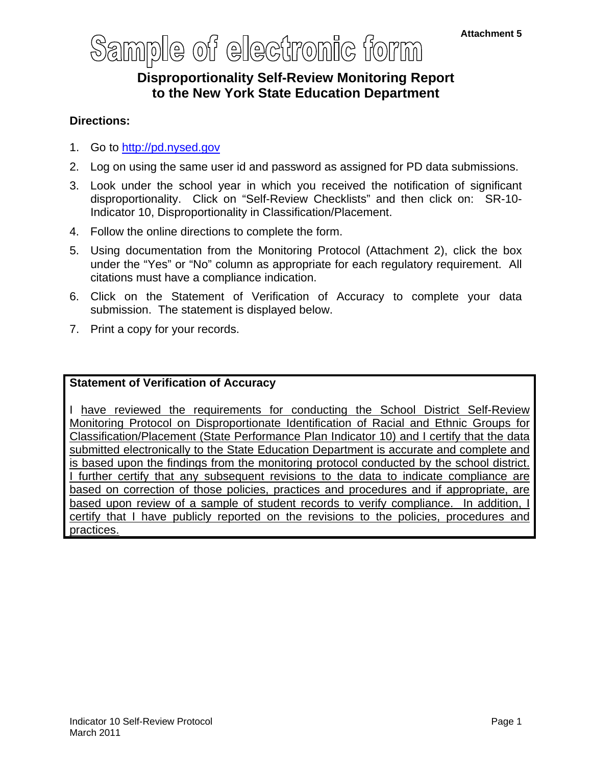Attachment 5

# Sample of electronic form

## Disproportionality Self-Review Monitoring Report to the New York State Education Department

**Directions:**

1. Go to http://pd.nysed.gov
2. Log on using the same user id and password as assigned for PD data submissions.
3. Look under the school year in which you received the notification of significant disproportionality. Click on "Self-Review Checklists" and then click on: SR-10-Indicator 10, Disproportionality in Classification/Placement.
4. Follow the online directions to complete the form.
5. Using documentation from the Monitoring Protocol (Attachment 2), click the box under the "Yes" or "No" column as appropriate for each regulatory requirement. All citations must have a compliance indication.
6. Click on the Statement of Verification of Accuracy to complete your data submission. The statement is displayed below.
7. Print a copy for your records.

**Statement of Verification of Accuracy**

I have reviewed the requirements for conducting the School District Self-Review Monitoring Protocol on Disproportionate Identification of Racial and Ethnic Groups for Classification/Placement (State Performance Plan Indicator 10) and I certify that the data submitted electronically to the State Education Department is accurate and complete and is based upon the findings from the monitoring protocol conducted by the school district. I further certify that any subsequent revisions to the data to indicate compliance are based on correction of those policies, practices and procedures and if appropriate, are based upon review of a sample of student records to verify compliance. In addition, I certify that I have publicly reported on the revisions to the policies, procedures and practices.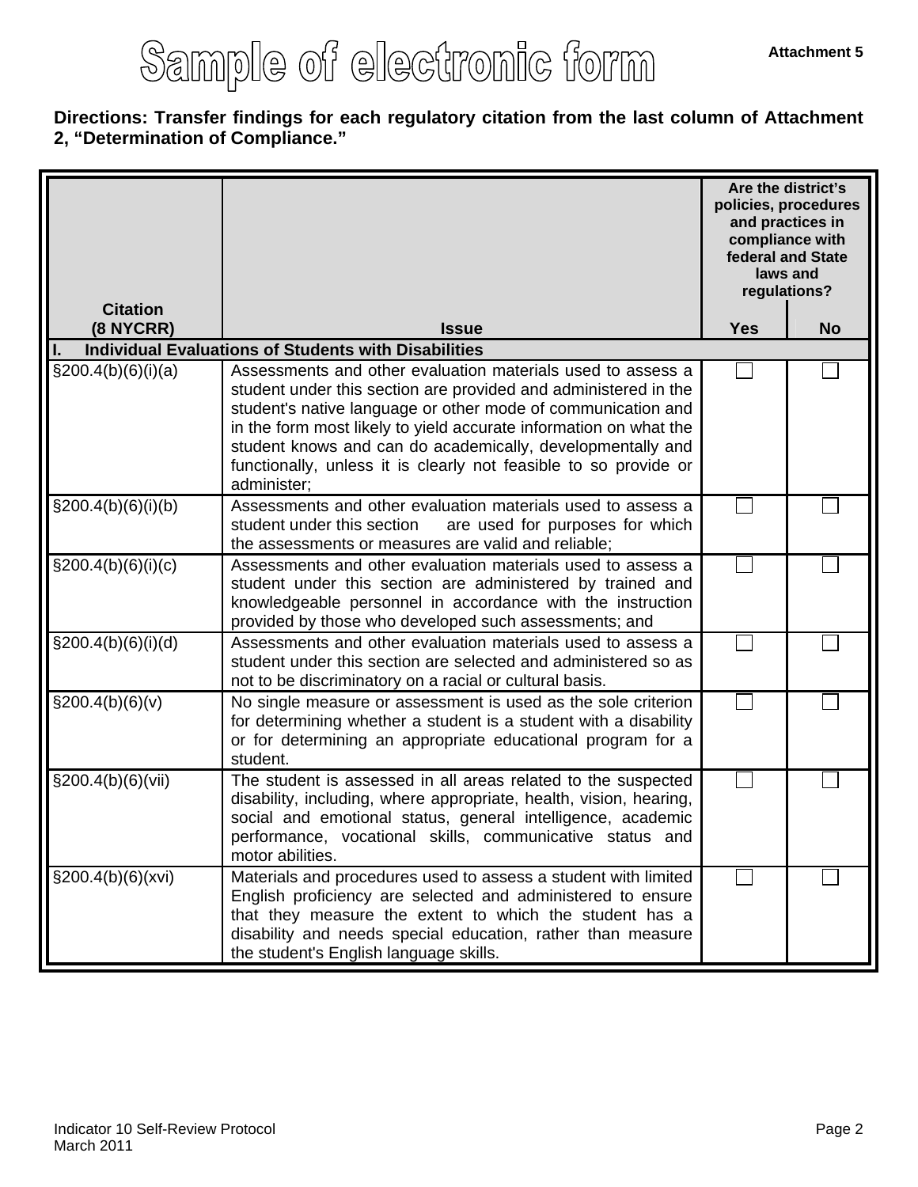# Sample of electronic form

**Attachment 5**

**Directions: Transfer findings for each regulatory citation from the last column of Attachment 2, "Determination of Compliance."**

| Citation (8 NYCRR) | Issue | Are the district's policies, procedures and practices in compliance with federal and State laws and regulations? Yes | No |
|---|---|---|---|
| **I. Individual Evaluations of Students with Disabilities** | | | |
| §200.4(b)(6)(i)(a) | Assessments and other evaluation materials used to assess a student under this section are provided and administered in the student's native language or other mode of communication and in the form most likely to yield accurate information on what the student knows and can do academically, developmentally and functionally, unless it is clearly not feasible to so provide or administer; | ☐ | ☐ |
| §200.4(b)(6)(i)(b) | Assessments and other evaluation materials used to assess a student under this section are used for purposes for which the assessments or measures are valid and reliable; | ☐ | ☐ |
| §200.4(b)(6)(i)(c) | Assessments and other evaluation materials used to assess a student under this section are administered by trained and knowledgeable personnel in accordance with the instruction provided by those who developed such assessments; and | ☐ | ☐ |
| §200.4(b)(6)(i)(d) | Assessments and other evaluation materials used to assess a student under this section are selected and administered so as not to be discriminatory on a racial or cultural basis. | ☐ | ☐ |
| §200.4(b)(6)(v) | No single measure or assessment is used as the sole criterion for determining whether a student is a student with a disability or for determining an appropriate educational program for a student. | ☐ | ☐ |
| §200.4(b)(6)(vii) | The student is assessed in all areas related to the suspected disability, including, where appropriate, health, vision, hearing, social and emotional status, general intelligence, academic performance, vocational skills, communicative status and motor abilities. | ☐ | ☐ |
| §200.4(b)(6)(xvi) | Materials and procedures used to assess a student with limited English proficiency are selected and administered to ensure that they measure the extent to which the student has a disability and needs special education, rather than measure the student's English language skills. | ☐ | ☐ |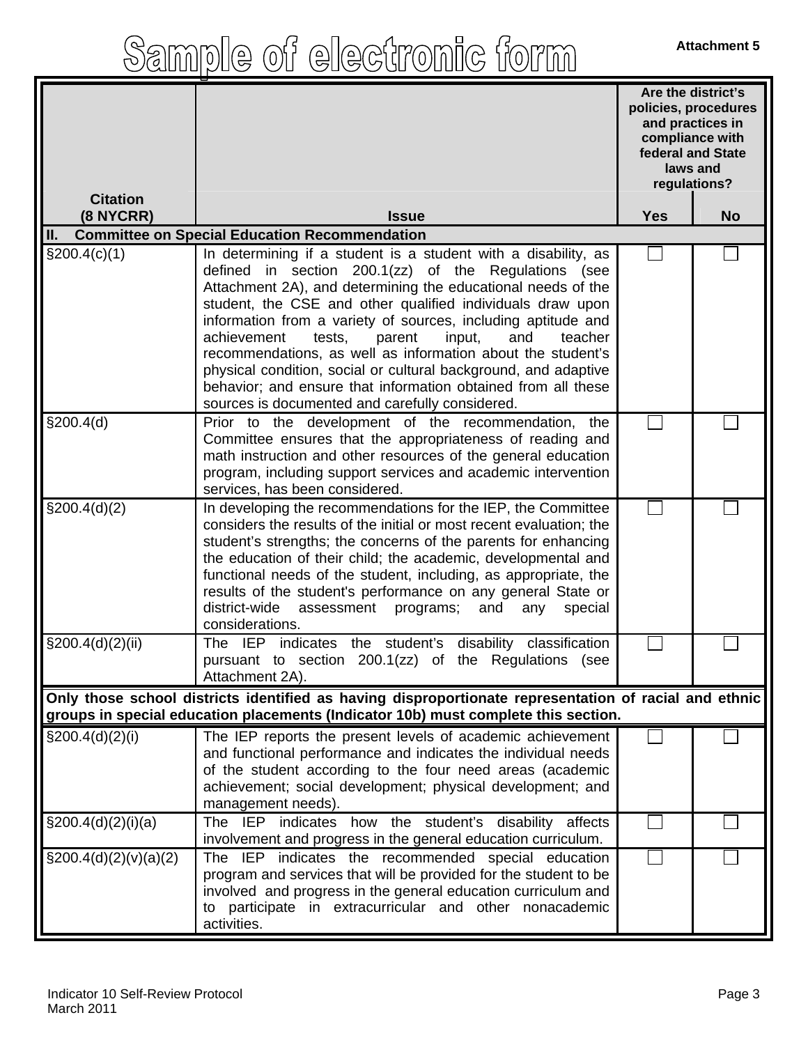# Sample of electronic form

**Attachment 5**

| Citation (8 NYCRR) | Issue | Are the district's policies, procedures and practices in compliance with federal and State laws and regulations? Yes | No |
|---|---|---|---|
| **II. Committee on Special Education Recommendation** | | | |
| §200.4(c)(1) | In determining if a student is a student with a disability, as defined in section 200.1(zz) of the Regulations (see Attachment 2A), and determining the educational needs of the student, the CSE and other qualified individuals draw upon information from a variety of sources, including aptitude and achievement tests, parent input, and teacher recommendations, as well as information about the student's physical condition, social or cultural background, and adaptive behavior; and ensure that information obtained from all these sources is documented and carefully considered. | ☐ | ☐ |
| §200.4(d) | Prior to the development of the recommendation, the Committee ensures that the appropriateness of reading and math instruction and other resources of the general education program, including support services and academic intervention services, has been considered. | ☐ | ☐ |
| §200.4(d)(2) | In developing the recommendations for the IEP, the Committee considers the results of the initial or most recent evaluation; the student's strengths; the concerns of the parents for enhancing the education of their child; the academic, developmental and functional needs of the student, including, as appropriate, the results of the student's performance on any general State or district-wide assessment programs; and any special considerations. | ☐ | ☐ |
| §200.4(d)(2)(ii) | The IEP indicates the student's disability classification pursuant to section 200.1(zz) of the Regulations (see Attachment 2A). | ☐ | ☐ |
| **Only those school districts identified as having disproportionate representation of racial and ethnic groups in special education placements (Indicator 10b) must complete this section.** | | | |
| §200.4(d)(2)(i) | The IEP reports the present levels of academic achievement and functional performance and indicates the individual needs of the student according to the four need areas (academic achievement; social development; physical development; and management needs). | ☐ | ☐ |
| §200.4(d)(2)(i)(a) | The IEP indicates how the student's disability affects involvement and progress in the general education curriculum. | ☐ | ☐ |
| §200.4(d)(2)(v)(a)(2) | The IEP indicates the recommended special education program and services that will be provided for the student to be involved and progress in the general education curriculum and to participate in extracurricular and other nonacademic activities. | ☐ | ☐ |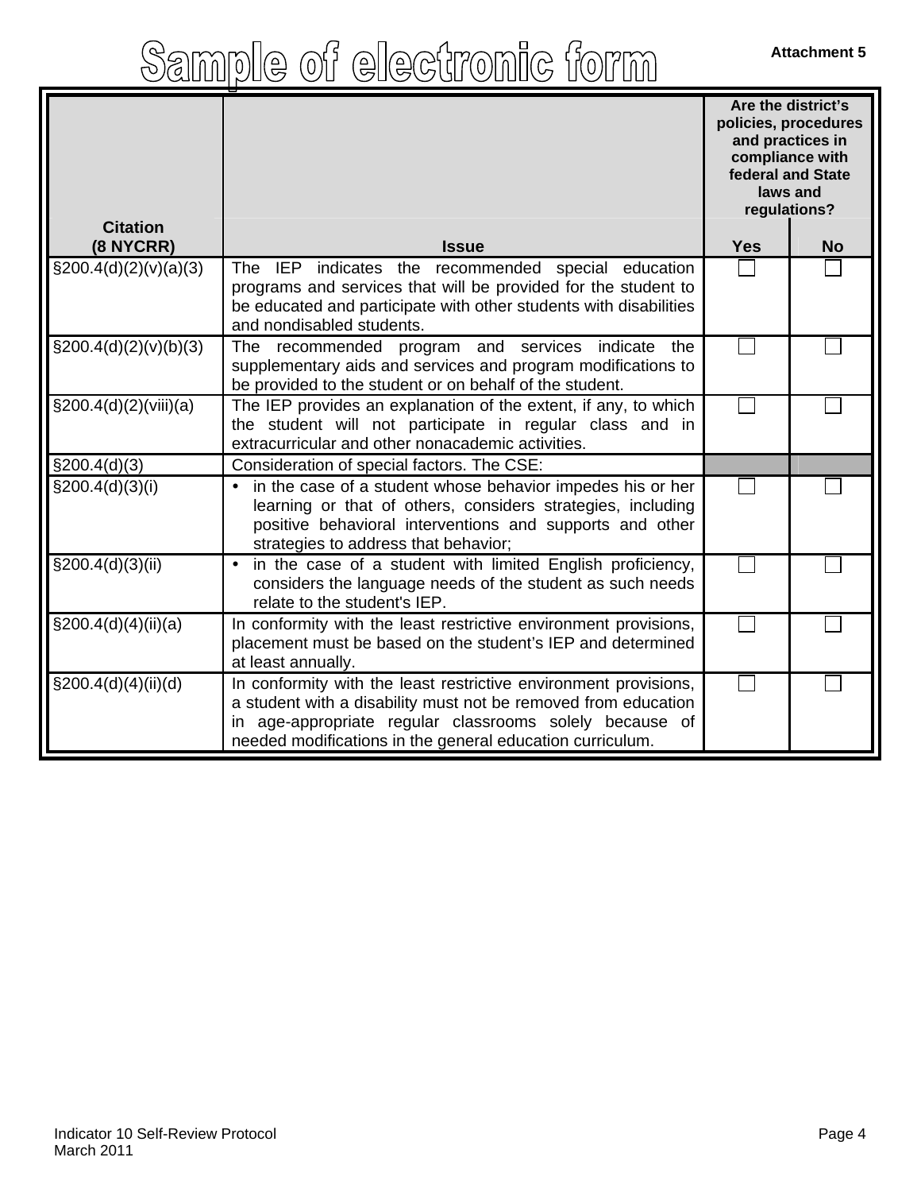# Sample of electronic form

**Attachment 5**

| Citation (8 NYCRR) | Issue | Are the district's policies, procedures and practices in compliance with federal and State laws and regulations? Yes | No |
|---|---|---|---|
| §200.4(d)(2)(v)(a)(3) | The IEP indicates the recommended special education programs and services that will be provided for the student to be educated and participate with other students with disabilities and nondisabled students. | ☐ | ☐ |
| §200.4(d)(2)(v)(b)(3) | The recommended program and services indicate the supplementary aids and services and program modifications to be provided to the student or on behalf of the student. | ☐ | ☐ |
| §200.4(d)(2)(viii)(a) | The IEP provides an explanation of the extent, if any, to which the student will not participate in regular class and in extracurricular and other nonacademic activities. | ☐ | ☐ |
| §200.4(d)(3) | Consideration of special factors. The CSE: | | |
| §200.4(d)(3)(i) | • in the case of a student whose behavior impedes his or her learning or that of others, considers strategies, including positive behavioral interventions and supports and other strategies to address that behavior; | ☐ | ☐ |
| §200.4(d)(3)(ii) | • in the case of a student with limited English proficiency, considers the language needs of the student as such needs relate to the student's IEP. | ☐ | ☐ |
| §200.4(d)(4)(ii)(a) | In conformity with the least restrictive environment provisions, placement must be based on the student's IEP and determined at least annually. | ☐ | ☐ |
| §200.4(d)(4)(ii)(d) | In conformity with the least restrictive environment provisions, a student with a disability must not be removed from education in age-appropriate regular classrooms solely because of needed modifications in the general education curriculum. | ☐ | ☐ |